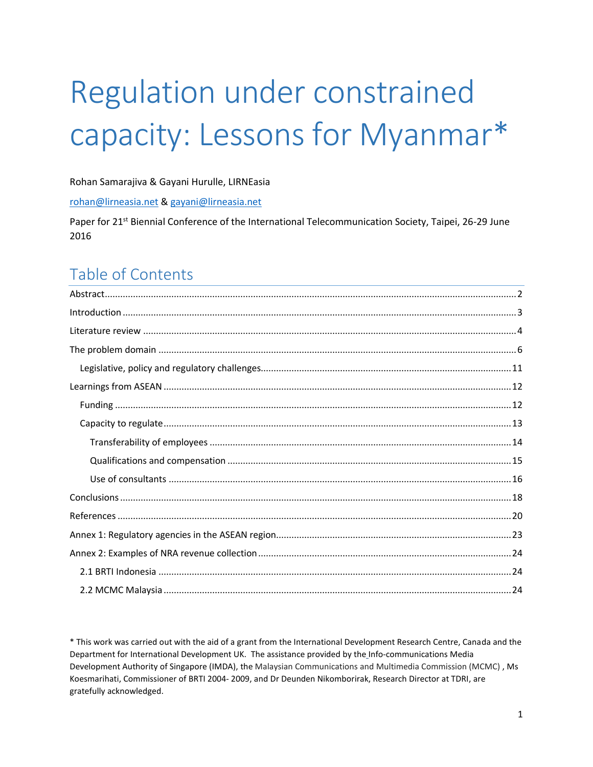# Regulation under constrained capacity: Lessons for Myanmar*

Rohan Samarajiva & Gayani Hurulle, LIRNEasia

rohan@lirneasia.net & gayani@lirneasia.net

Paper for 21st Biennial Conference of the International Telecommunication Society, Taipei, 26-29 June 2016

## Table of Contents

Abstract.....2

Introduction.....3

Literature review.....4

The problem domain.....6

- Legislative, policy and regulatory challenges.....11

Learnings from ASEAN.....12

- Funding.....12
- Capacity to regulate.....13
  - Transferability of employees.....14
  - Qualifications and compensation.....15
  - Use of consultants.....16

Conclusions.....18

References.....20

Annex 1: Regulatory agencies in the ASEAN region.....23

Annex 2: Examples of NRA revenue collection.....24

- 2.1 BRTI Indonesia.....24
- 2.2 MCMC Malaysia.....24

* This work was carried out with the aid of a grant from the International Development Research Centre, Canada and the Department for International Development UK. The assistance provided by the Info-communications Media Development Authority of Singapore (IMDA), the Malaysian Communications and Multimedia Commission (MCMC), Ms Koesmarihati, Commissioner of BRTI 2004- 2009, and Dr Deunden Nikomborirak, Research Director at TDRI, are gratefully acknowledged.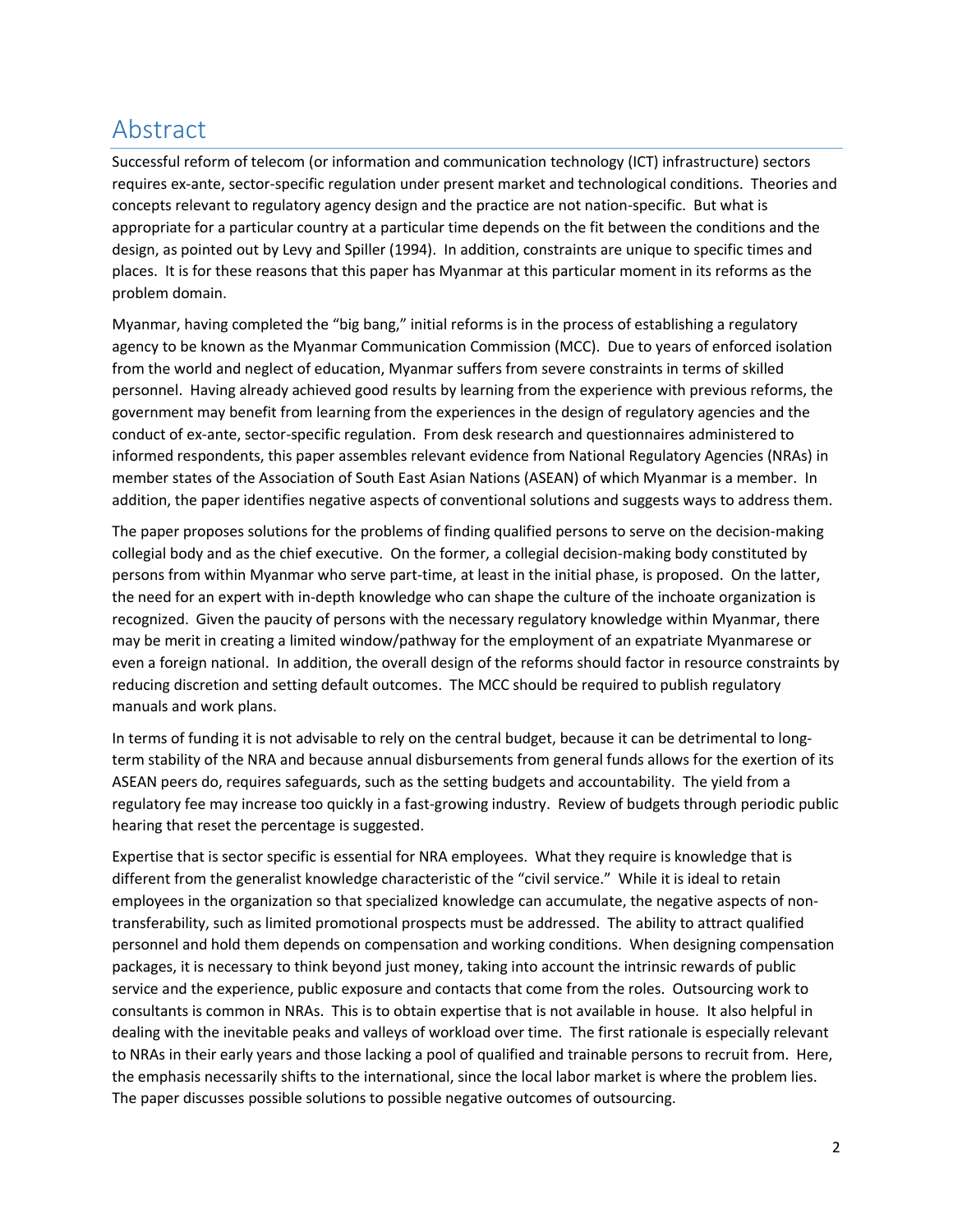# Abstract

Successful reform of telecom (or information and communication technology (ICT) infrastructure) sectors requires ex-ante, sector-specific regulation under present market and technological conditions. Theories and concepts relevant to regulatory agency design and the practice are not nation-specific. But what is appropriate for a particular country at a particular time depends on the fit between the conditions and the design, as pointed out by Levy and Spiller (1994). In addition, constraints are unique to specific times and places. It is for these reasons that this paper has Myanmar at this particular moment in its reforms as the problem domain.

Myanmar, having completed the "big bang," initial reforms is in the process of establishing a regulatory agency to be known as the Myanmar Communication Commission (MCC). Due to years of enforced isolation from the world and neglect of education, Myanmar suffers from severe constraints in terms of skilled personnel. Having already achieved good results by learning from the experience with previous reforms, the government may benefit from learning from the experiences in the design of regulatory agencies and the conduct of ex-ante, sector-specific regulation. From desk research and questionnaires administered to informed respondents, this paper assembles relevant evidence from National Regulatory Agencies (NRAs) in member states of the Association of South East Asian Nations (ASEAN) of which Myanmar is a member. In addition, the paper identifies negative aspects of conventional solutions and suggests ways to address them.

The paper proposes solutions for the problems of finding qualified persons to serve on the decision-making collegial body and as the chief executive. On the former, a collegial decision-making body constituted by persons from within Myanmar who serve part-time, at least in the initial phase, is proposed. On the latter, the need for an expert with in-depth knowledge who can shape the culture of the inchoate organization is recognized. Given the paucity of persons with the necessary regulatory knowledge within Myanmar, there may be merit in creating a limited window/pathway for the employment of an expatriate Myanmarese or even a foreign national. In addition, the overall design of the reforms should factor in resource constraints by reducing discretion and setting default outcomes. The MCC should be required to publish regulatory manuals and work plans.

In terms of funding it is not advisable to rely on the central budget, because it can be detrimental to long-term stability of the NRA and because annual disbursements from general funds allows for the exertion of its ASEAN peers do, requires safeguards, such as the setting budgets and accountability. The yield from a regulatory fee may increase too quickly in a fast-growing industry. Review of budgets through periodic public hearing that reset the percentage is suggested.

Expertise that is sector specific is essential for NRA employees. What they require is knowledge that is different from the generalist knowledge characteristic of the "civil service." While it is ideal to retain employees in the organization so that specialized knowledge can accumulate, the negative aspects of non-transferability, such as limited promotional prospects must be addressed. The ability to attract qualified personnel and hold them depends on compensation and working conditions. When designing compensation packages, it is necessary to think beyond just money, taking into account the intrinsic rewards of public service and the experience, public exposure and contacts that come from the roles. Outsourcing work to consultants is common in NRAs. This is to obtain expertise that is not available in house. It also helpful in dealing with the inevitable peaks and valleys of workload over time. The first rationale is especially relevant to NRAs in their early years and those lacking a pool of qualified and trainable persons to recruit from. Here, the emphasis necessarily shifts to the international, since the local labor market is where the problem lies. The paper discusses possible solutions to possible negative outcomes of outsourcing.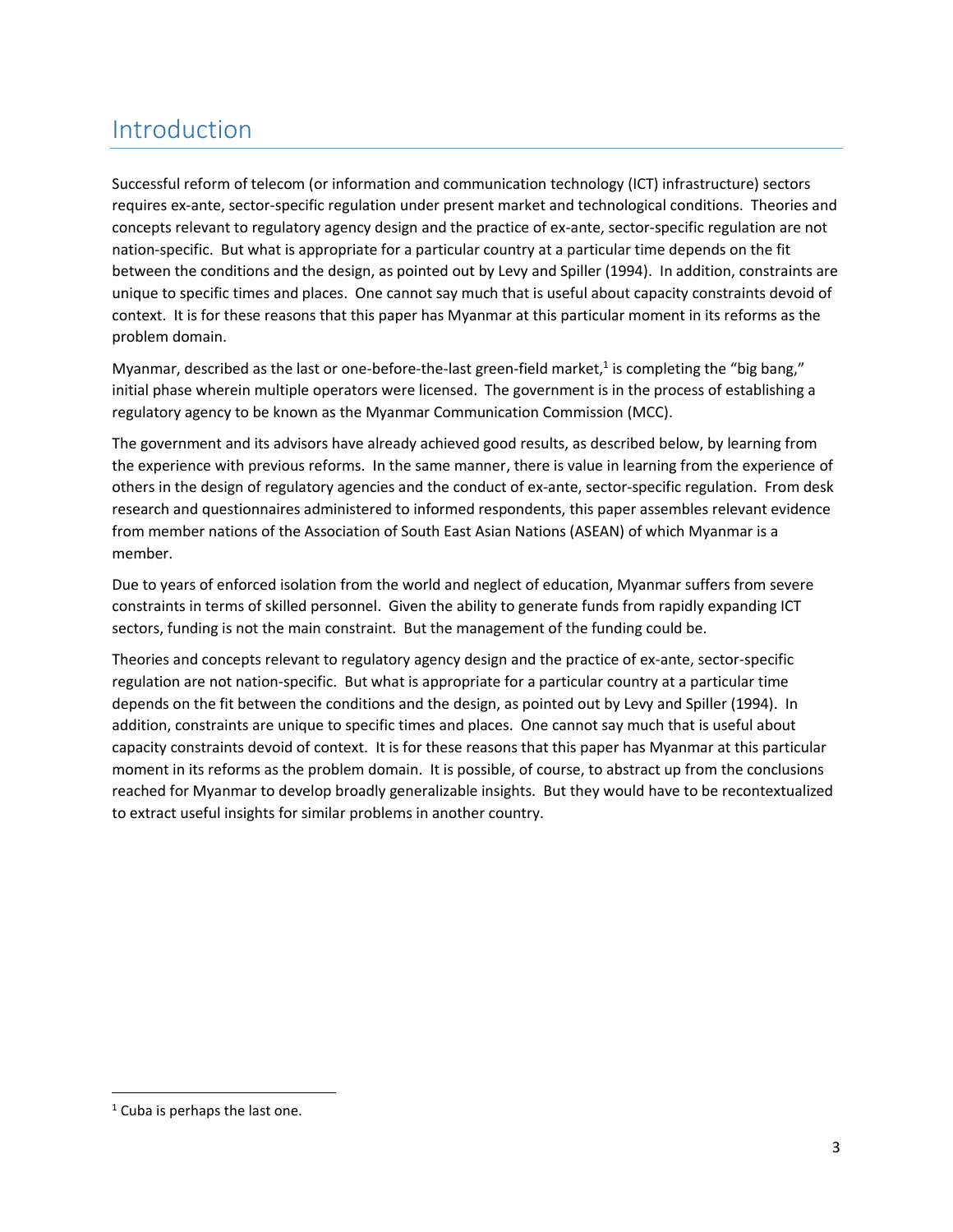# Introduction

Successful reform of telecom (or information and communication technology (ICT) infrastructure) sectors requires ex-ante, sector-specific regulation under present market and technological conditions. Theories and concepts relevant to regulatory agency design and the practice of ex-ante, sector-specific regulation are not nation-specific. But what is appropriate for a particular country at a particular time depends on the fit between the conditions and the design, as pointed out by Levy and Spiller (1994). In addition, constraints are unique to specific times and places. One cannot say much that is useful about capacity constraints devoid of context. It is for these reasons that this paper has Myanmar at this particular moment in its reforms as the problem domain.

Myanmar, described as the last or one-before-the-last green-field market,[1] is completing the "big bang," initial phase wherein multiple operators were licensed. The government is in the process of establishing a regulatory agency to be known as the Myanmar Communication Commission (MCC).

The government and its advisors have already achieved good results, as described below, by learning from the experience with previous reforms. In the same manner, there is value in learning from the experience of others in the design of regulatory agencies and the conduct of ex-ante, sector-specific regulation. From desk research and questionnaires administered to informed respondents, this paper assembles relevant evidence from member nations of the Association of South East Asian Nations (ASEAN) of which Myanmar is a member.

Due to years of enforced isolation from the world and neglect of education, Myanmar suffers from severe constraints in terms of skilled personnel. Given the ability to generate funds from rapidly expanding ICT sectors, funding is not the main constraint. But the management of the funding could be.

Theories and concepts relevant to regulatory agency design and the practice of ex-ante, sector-specific regulation are not nation-specific. But what is appropriate for a particular country at a particular time depends on the fit between the conditions and the design, as pointed out by Levy and Spiller (1994). In addition, constraints are unique to specific times and places. One cannot say much that is useful about capacity constraints devoid of context. It is for these reasons that this paper has Myanmar at this particular moment in its reforms as the problem domain. It is possible, of course, to abstract up from the conclusions reached for Myanmar to develop broadly generalizable insights. But they would have to be recontextualized to extract useful insights for similar problems in another country.

[1] Cuba is perhaps the last one.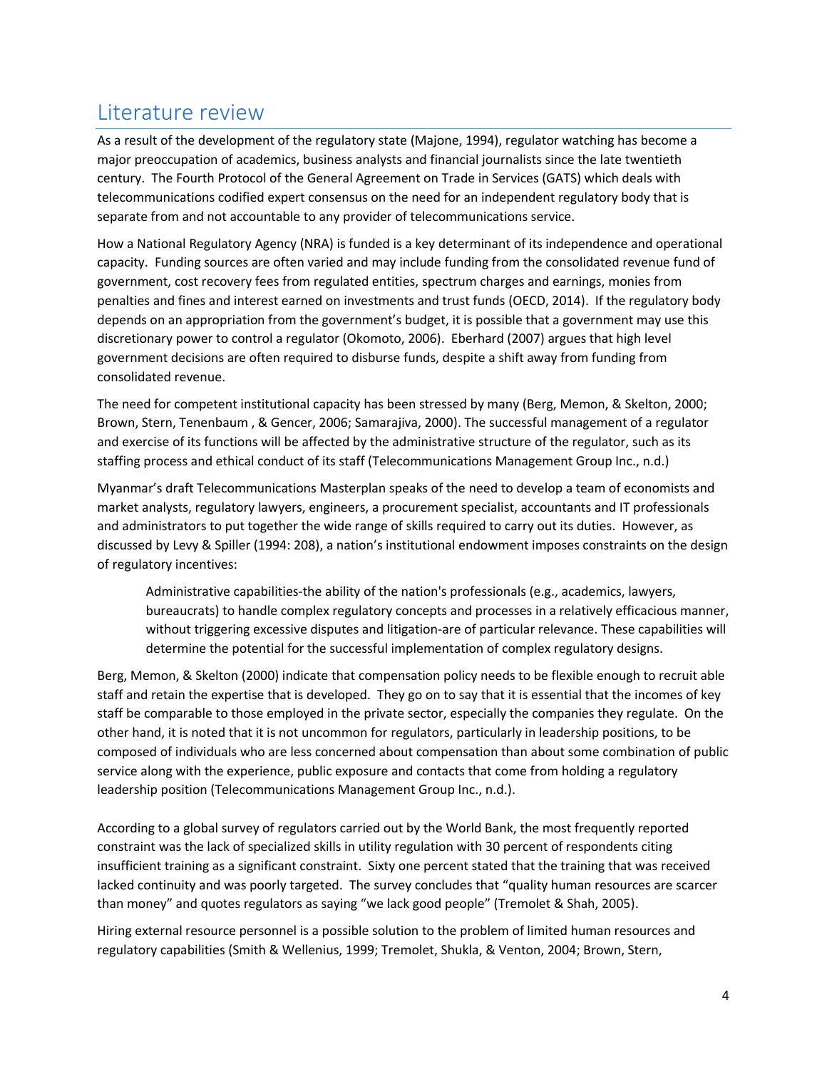# Literature review

As a result of the development of the regulatory state (Majone, 1994), regulator watching has become a major preoccupation of academics, business analysts and financial journalists since the late twentieth century. The Fourth Protocol of the General Agreement on Trade in Services (GATS) which deals with telecommunications codified expert consensus on the need for an independent regulatory body that is separate from and not accountable to any provider of telecommunications service.

How a National Regulatory Agency (NRA) is funded is a key determinant of its independence and operational capacity. Funding sources are often varied and may include funding from the consolidated revenue fund of government, cost recovery fees from regulated entities, spectrum charges and earnings, monies from penalties and fines and interest earned on investments and trust funds (OECD, 2014). If the regulatory body depends on an appropriation from the government's budget, it is possible that a government may use this discretionary power to control a regulator (Okomoto, 2006). Eberhard (2007) argues that high level government decisions are often required to disburse funds, despite a shift away from funding from consolidated revenue.

The need for competent institutional capacity has been stressed by many (Berg, Memon, & Skelton, 2000; Brown, Stern, Tenenbaum , & Gencer, 2006; Samarajiva, 2000). The successful management of a regulator and exercise of its functions will be affected by the administrative structure of the regulator, such as its staffing process and ethical conduct of its staff (Telecommunications Management Group Inc., n.d.)

Myanmar's draft Telecommunications Masterplan speaks of the need to develop a team of economists and market analysts, regulatory lawyers, engineers, a procurement specialist, accountants and IT professionals and administrators to put together the wide range of skills required to carry out its duties. However, as discussed by Levy & Spiller (1994: 208), a nation's institutional endowment imposes constraints on the design of regulatory incentives:

> Administrative capabilities-the ability of the nation's professionals (e.g., academics, lawyers, bureaucrats) to handle complex regulatory concepts and processes in a relatively efficacious manner, without triggering excessive disputes and litigation-are of particular relevance. These capabilities will determine the potential for the successful implementation of complex regulatory designs.

Berg, Memon, & Skelton (2000) indicate that compensation policy needs to be flexible enough to recruit able staff and retain the expertise that is developed. They go on to say that it is essential that the incomes of key staff be comparable to those employed in the private sector, especially the companies they regulate. On the other hand, it is noted that it is not uncommon for regulators, particularly in leadership positions, to be composed of individuals who are less concerned about compensation than about some combination of public service along with the experience, public exposure and contacts that come from holding a regulatory leadership position (Telecommunications Management Group Inc., n.d.).

According to a global survey of regulators carried out by the World Bank, the most frequently reported constraint was the lack of specialized skills in utility regulation with 30 percent of respondents citing insufficient training as a significant constraint. Sixty one percent stated that the training that was received lacked continuity and was poorly targeted. The survey concludes that "quality human resources are scarcer than money" and quotes regulators as saying "we lack good people" (Tremolet & Shah, 2005).

Hiring external resource personnel is a possible solution to the problem of limited human resources and regulatory capabilities (Smith & Wellenius, 1999; Tremolet, Shukla, & Venton, 2004; Brown, Stern,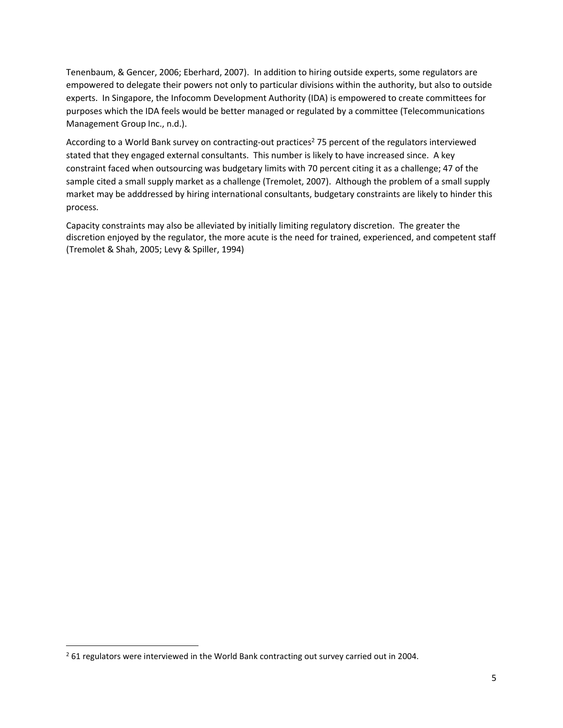Tenenbaum, & Gencer, 2006; Eberhard, 2007). In addition to hiring outside experts, some regulators are empowered to delegate their powers not only to particular divisions within the authority, but also to outside experts. In Singapore, the Infocomm Development Authority (IDA) is empowered to create committees for purposes which the IDA feels would be better managed or regulated by a committee (Telecommunications Management Group Inc., n.d.).

According to a World Bank survey on contracting-out practices[2] 75 percent of the regulators interviewed stated that they engaged external consultants. This number is likely to have increased since. A key constraint faced when outsourcing was budgetary limits with 70 percent citing it as a challenge; 47 of the sample cited a small supply market as a challenge (Tremolet, 2007). Although the problem of a small supply market may be adddressed by hiring international consultants, budgetary constraints are likely to hinder this process.

Capacity constraints may also be alleviated by initially limiting regulatory discretion. The greater the discretion enjoyed by the regulator, the more acute is the need for trained, experienced, and competent staff (Tremolet & Shah, 2005; Levy & Spiller, 1994)

[2] 61 regulators were interviewed in the World Bank contracting out survey carried out in 2004.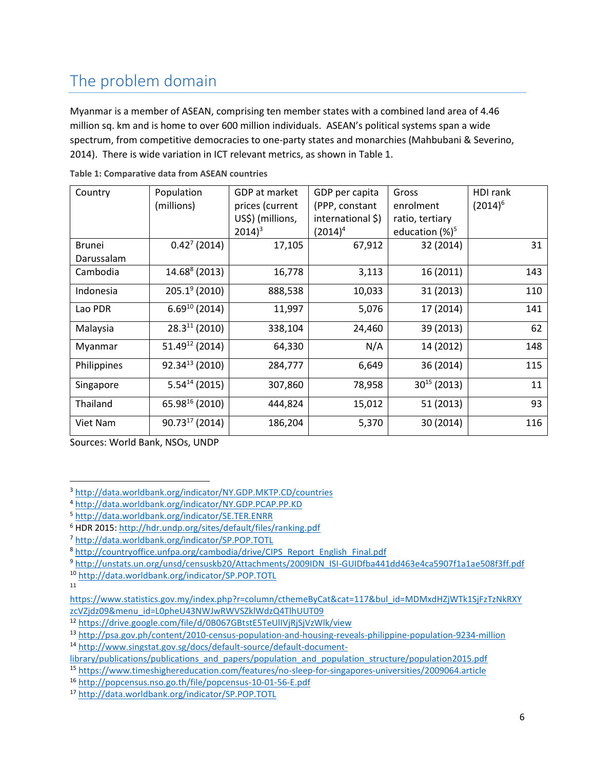## The problem domain

Myanmar is a member of ASEAN, comprising ten member states with a combined land area of 4.46 million sq. km and is home to over 600 million individuals. ASEAN's political systems span a wide spectrum, from competitive democracies to one-party states and monarchies (Mahbubani & Severino, 2014). There is wide variation in ICT relevant metrics, as shown in Table 1.

**Table 1: Comparative data from ASEAN countries**

| Country | Population (millions) | GDP at market prices (current US$) (millions, 2014)[3] | GDP per capita (PPP, constant international $) (2014)[4] | Gross enrolment ratio, tertiary education (%)[5] | HDI rank (2014)[6] |
|---|---|---|---|---|---|
| Brunei Darussalam | 0.42[7] (2014) | 17,105 | 67,912 | 32 (2014) | 31 |
| Cambodia | 14.68[8] (2013) | 16,778 | 3,113 | 16 (2011) | 143 |
| Indonesia | 205.1[9] (2010) | 888,538 | 10,033 | 31 (2013) | 110 |
| Lao PDR | 6.69[10] (2014) | 11,997 | 5,076 | 17 (2014) | 141 |
| Malaysia | 28.3[11] (2010) | 338,104 | 24,460 | 39 (2013) | 62 |
| Myanmar | 51.49[12] (2014) | 64,330 | N/A | 14 (2012) | 148 |
| Philippines | 92.34[13] (2010) | 284,777 | 6,649 | 36 (2014) | 115 |
| Singapore | 5.54[14] (2015) | 307,860 | 78,958 | 30[15] (2013) | 11 |
| Thailand | 65.98[16] (2010) | 444,824 | 15,012 | 51 (2013) | 93 |
| Viet Nam | 90.73[17] (2014) | 186,204 | 5,370 | 30 (2014) | 116 |

Sources: World Bank, NSOs, UNDP

---

[3] http://data.worldbank.org/indicator/NY.GDP.MKTP.CD/countries
[4] http://data.worldbank.org/indicator/NY.GDP.PCAP.PP.KD
[5] http://data.worldbank.org/indicator/SE.TER.ENRR
[6] HDR 2015: http://hdr.undp.org/sites/default/files/ranking.pdf
[7] http://data.worldbank.org/indicator/SP.POP.TOTL
[8] http://countryoffice.unfpa.org/cambodia/drive/CIPS_Report_English_Final.pdf
[9] http://unstats.un.org/unsd/censuskb20/Attachments/2009IDN_ISI-GUIDfba441dd463e4ca5907f1a1ae508f3ff.pdf
[10] http://data.worldbank.org/indicator/SP.POP.TOTL
[11] https://www.statistics.gov.my/index.php?r=column/cthemeByCat&cat=117&bul_id=MDMxdHZjWTk1SjFzTzNkRXYzcVZjdz09&menu_id=L0pheU43NWJwRWVSZklWdzQ4TlhUUT09
[12] https://drive.google.com/file/d/0B067GBtstE5TeUlIVjRjSjVzWlk/view
[13] http://psa.gov.ph/content/2010-census-population-and-housing-reveals-philippine-population-9234-million
[14] http://www.singstat.gov.sg/docs/default-source/default-document-library/publications/publications_and_papers/population_and_population_structure/population2015.pdf
[15] https://www.timeshighereducation.com/features/no-sleep-for-singapores-universities/2009064.article
[16] http://popcensus.nso.go.th/file/popcensus-10-01-56-E.pdf
[17] http://data.worldbank.org/indicator/SP.POP.TOTL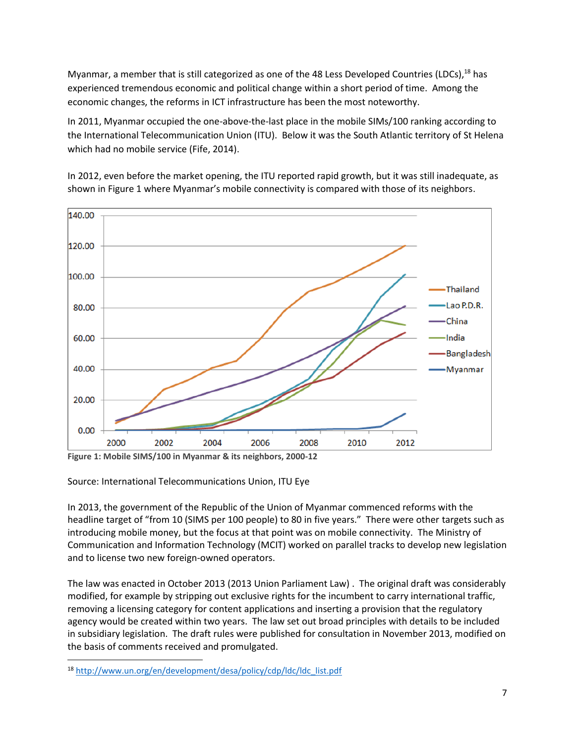Myanmar, a member that is still categorized as one of the 48 Less Developed Countries (LDCs),[18] has experienced tremendous economic and political change within a short period of time. Among the economic changes, the reforms in ICT infrastructure has been the most noteworthy.

In 2011, Myanmar occupied the one-above-the-last place in the mobile SIMs/100 ranking according to the International Telecommunication Union (ITU). Below it was the South Atlantic territory of St Helena which had no mobile service (Fife, 2014).

In 2012, even before the market opening, the ITU reported rapid growth, but it was still inadequate, as shown in Figure 1 where Myanmar's mobile connectivity is compared with those of its neighbors.

140.00
120.00
100.00
80.00
60.00
40.00
20.00
0.00

2000 2002 2004 2006 2008 2010 2012

Thailand
Lao P.D.R.
China
India
Bangladesh
Myanmar

**Figure 1: Mobile SIMS/100 in Myanmar & its neighbors, 2000-12**

Source: International Telecommunications Union, ITU Eye

In 2013, the government of the Republic of the Union of Myanmar commenced reforms with the headline target of "from 10 (SIMS per 100 people) to 80 in five years." There were other targets such as introducing mobile money, but the focus at that point was on mobile connectivity. The Ministry of Communication and Information Technology (MCIT) worked on parallel tracks to develop new legislation and to license two new foreign-owned operators.

The law was enacted in October 2013 (2013 Union Parliament Law) . The original draft was considerably modified, for example by stripping out exclusive rights for the incumbent to carry international traffic, removing a licensing category for content applications and inserting a provision that the regulatory agency would be created within two years. The law set out broad principles with details to be included in subsidiary legislation. The draft rules were published for consultation in November 2013, modified on the basis of comments received and promulgated.

[18] http://www.un.org/en/development/desa/policy/cdp/ldc/ldc_list.pdf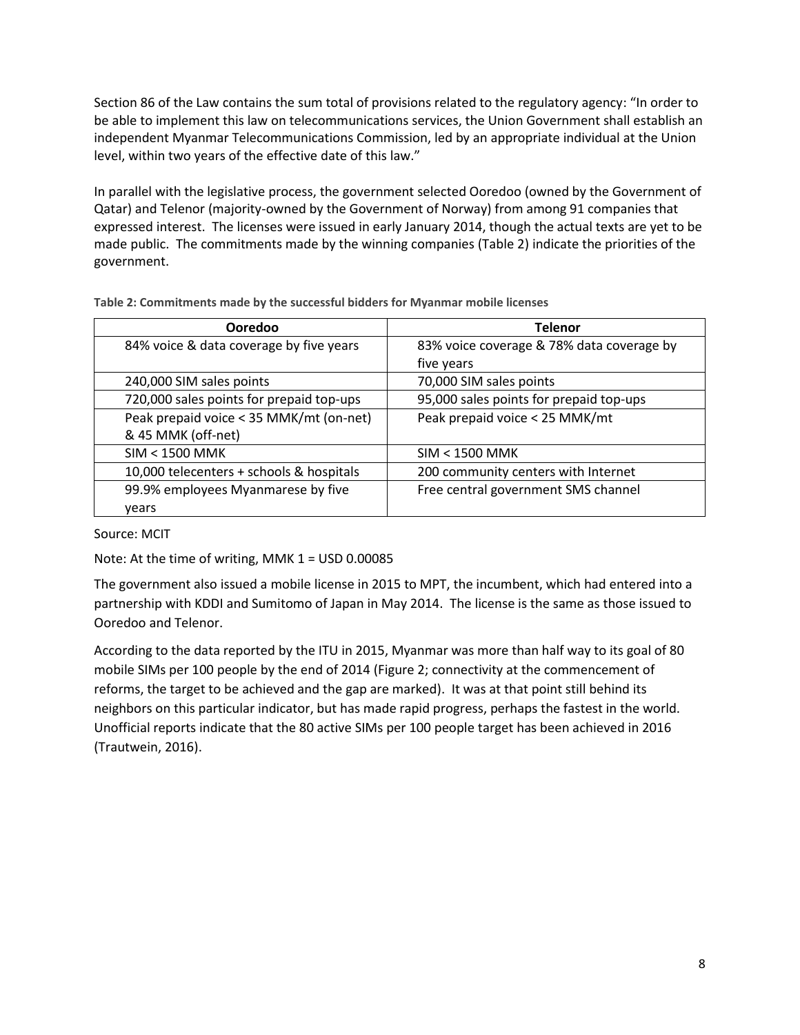Section 86 of the Law contains the sum total of provisions related to the regulatory agency: "In order to be able to implement this law on telecommunications services, the Union Government shall establish an independent Myanmar Telecommunications Commission, led by an appropriate individual at the Union level, within two years of the effective date of this law."

In parallel with the legislative process, the government selected Ooredoo (owned by the Government of Qatar) and Telenor (majority-owned by the Government of Norway) from among 91 companies that expressed interest. The licenses were issued in early January 2014, though the actual texts are yet to be made public. The commitments made by the winning companies (Table 2) indicate the priorities of the government.

**Table 2: Commitments made by the successful bidders for Myanmar mobile licenses**

| Ooredoo | Telenor |
|---|---|
| 84% voice & data coverage by five years | 83% voice coverage & 78% data coverage by five years |
| 240,000 SIM sales points | 70,000 SIM sales points |
| 720,000 sales points for prepaid top-ups | 95,000 sales points for prepaid top-ups |
| Peak prepaid voice < 35 MMK/mt (on-net) & 45 MMK (off-net) | Peak prepaid voice < 25 MMK/mt |
| SIM < 1500 MMK | SIM < 1500 MMK |
| 10,000 telecenters + schools & hospitals | 200 community centers with Internet |
| 99.9% employees Myanmarese by five years | Free central government SMS channel |

Source: MCIT

Note: At the time of writing, MMK 1 = USD 0.00085

The government also issued a mobile license in 2015 to MPT, the incumbent, which had entered into a partnership with KDDI and Sumitomo of Japan in May 2014. The license is the same as those issued to Ooredoo and Telenor.

According to the data reported by the ITU in 2015, Myanmar was more than half way to its goal of 80 mobile SIMs per 100 people by the end of 2014 (Figure 2; connectivity at the commencement of reforms, the target to be achieved and the gap are marked). It was at that point still behind its neighbors on this particular indicator, but has made rapid progress, perhaps the fastest in the world. Unofficial reports indicate that the 80 active SIMs per 100 people target has been achieved in 2016 (Trautwein, 2016).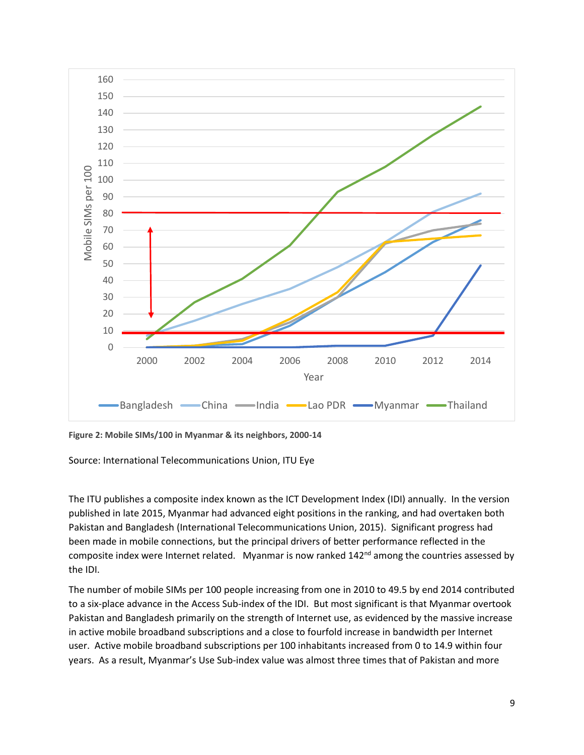Mobile SIMs per 100

160
150
140
130
120
110
100
90
80
70
60
50
40
30
20
10
0

2000 2002 2004 2006 2008 2010 2012 2014

Year

Bangladesh China India Lao PDR Myanmar Thailand

**Figure 2: Mobile SIMs/100 in Myanmar & its neighbors, 2000-14**

Source: International Telecommunications Union, ITU Eye

The ITU publishes a composite index known as the ICT Development Index (IDI) annually. In the version published in late 2015, Myanmar had advanced eight positions in the ranking, and had overtaken both Pakistan and Bangladesh (International Telecommunications Union, 2015). Significant progress had been made in mobile connections, but the principal drivers of better performance reflected in the composite index were Internet related. Myanmar is now ranked 142nd among the countries assessed by the IDI.

The number of mobile SIMs per 100 people increasing from one in 2010 to 49.5 by end 2014 contributed to a six-place advance in the Access Sub-index of the IDI. But most significant is that Myanmar overtook Pakistan and Bangladesh primarily on the strength of Internet use, as evidenced by the massive increase in active mobile broadband subscriptions and a close to fourfold increase in bandwidth per Internet user. Active mobile broadband subscriptions per 100 inhabitants increased from 0 to 14.9 within four years. As a result, Myanmar's Use Sub-index value was almost three times that of Pakistan and more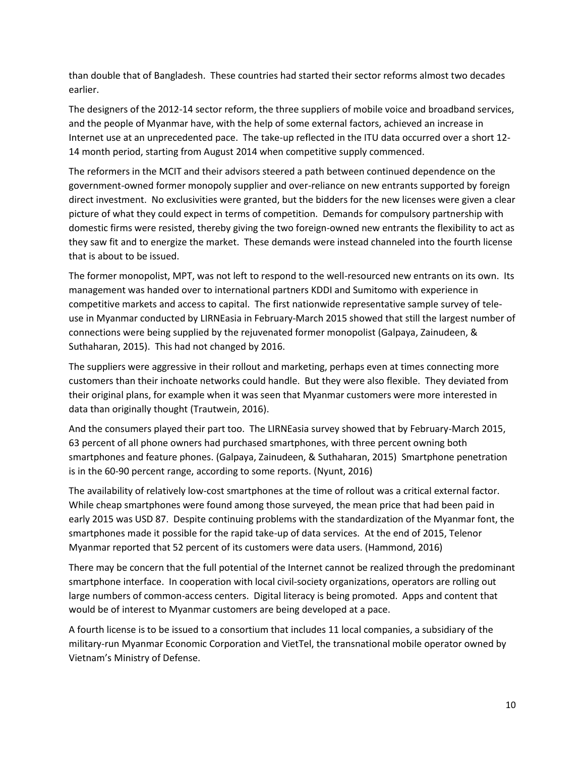than double that of Bangladesh. These countries had started their sector reforms almost two decades earlier.

The designers of the 2012-14 sector reform, the three suppliers of mobile voice and broadband services, and the people of Myanmar have, with the help of some external factors, achieved an increase in Internet use at an unprecedented pace. The take-up reflected in the ITU data occurred over a short 12-14 month period, starting from August 2014 when competitive supply commenced.

The reformers in the MCIT and their advisors steered a path between continued dependence on the government-owned former monopoly supplier and over-reliance on new entrants supported by foreign direct investment. No exclusivities were granted, but the bidders for the new licenses were given a clear picture of what they could expect in terms of competition. Demands for compulsory partnership with domestic firms were resisted, thereby giving the two foreign-owned new entrants the flexibility to act as they saw fit and to energize the market. These demands were instead channeled into the fourth license that is about to be issued.

The former monopolist, MPT, was not left to respond to the well-resourced new entrants on its own. Its management was handed over to international partners KDDI and Sumitomo with experience in competitive markets and access to capital. The first nationwide representative sample survey of tele-use in Myanmar conducted by LIRNEasia in February-March 2015 showed that still the largest number of connections were being supplied by the rejuvenated former monopolist (Galpaya, Zainudeen, & Suthaharan, 2015). This had not changed by 2016.

The suppliers were aggressive in their rollout and marketing, perhaps even at times connecting more customers than their inchoate networks could handle. But they were also flexible. They deviated from their original plans, for example when it was seen that Myanmar customers were more interested in data than originally thought (Trautwein, 2016).

And the consumers played their part too. The LIRNEasia survey showed that by February-March 2015, 63 percent of all phone owners had purchased smartphones, with three percent owning both smartphones and feature phones. (Galpaya, Zainudeen, & Suthaharan, 2015) Smartphone penetration is in the 60-90 percent range, according to some reports. (Nyunt, 2016)

The availability of relatively low-cost smartphones at the time of rollout was a critical external factor. While cheap smartphones were found among those surveyed, the mean price that had been paid in early 2015 was USD 87. Despite continuing problems with the standardization of the Myanmar font, the smartphones made it possible for the rapid take-up of data services. At the end of 2015, Telenor Myanmar reported that 52 percent of its customers were data users. (Hammond, 2016)

There may be concern that the full potential of the Internet cannot be realized through the predominant smartphone interface. In cooperation with local civil-society organizations, operators are rolling out large numbers of common-access centers. Digital literacy is being promoted. Apps and content that would be of interest to Myanmar customers are being developed at a pace.

A fourth license is to be issued to a consortium that includes 11 local companies, a subsidiary of the military-run Myanmar Economic Corporation and VietTel, the transnational mobile operator owned by Vietnam's Ministry of Defense.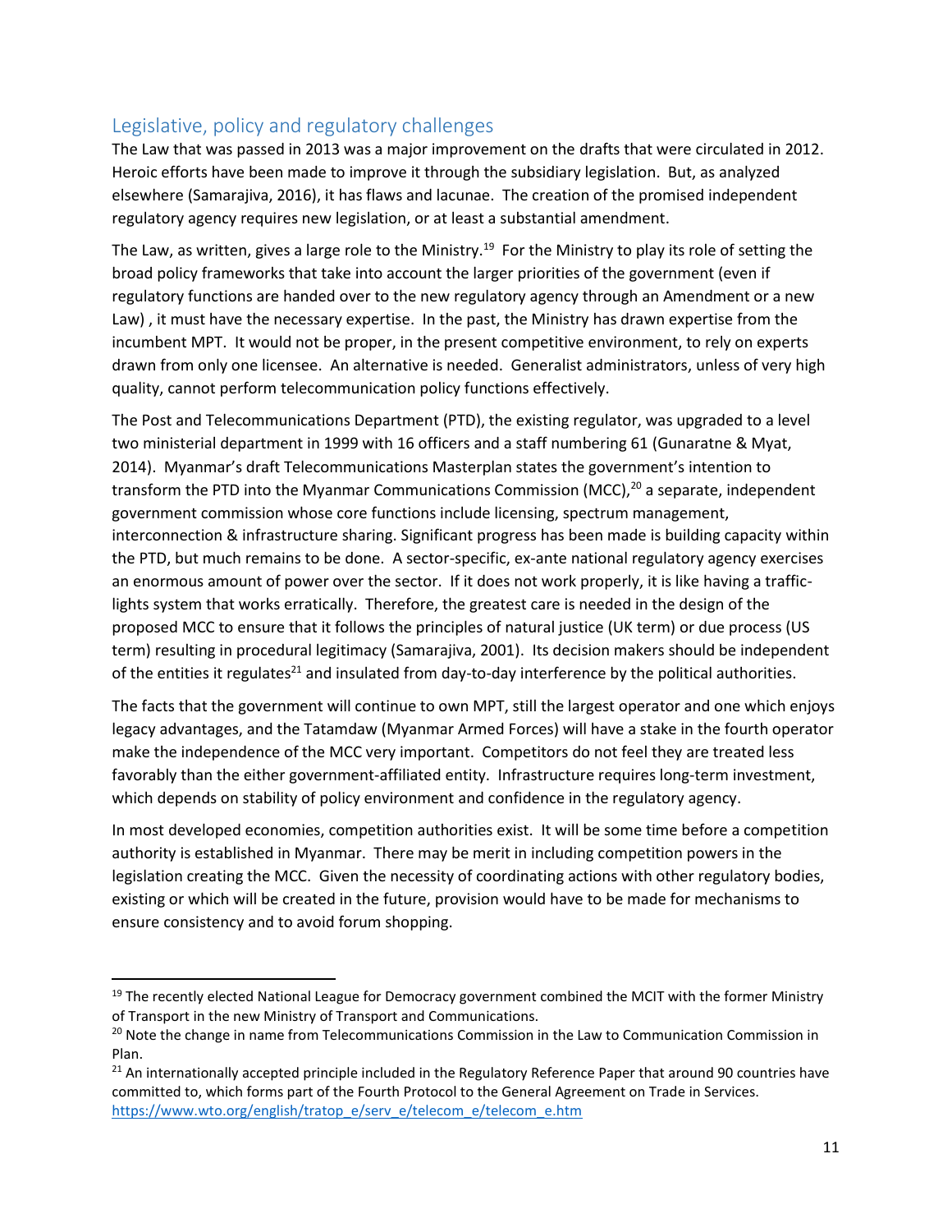## Legislative, policy and regulatory challenges

The Law that was passed in 2013 was a major improvement on the drafts that were circulated in 2012. Heroic efforts have been made to improve it through the subsidiary legislation. But, as analyzed elsewhere (Samarajiva, 2016), it has flaws and lacunae. The creation of the promised independent regulatory agency requires new legislation, or at least a substantial amendment.

The Law, as written, gives a large role to the Ministry.[19] For the Ministry to play its role of setting the broad policy frameworks that take into account the larger priorities of the government (even if regulatory functions are handed over to the new regulatory agency through an Amendment or a new Law) , it must have the necessary expertise. In the past, the Ministry has drawn expertise from the incumbent MPT. It would not be proper, in the present competitive environment, to rely on experts drawn from only one licensee. An alternative is needed. Generalist administrators, unless of very high quality, cannot perform telecommunication policy functions effectively.

The Post and Telecommunications Department (PTD), the existing regulator, was upgraded to a level two ministerial department in 1999 with 16 officers and a staff numbering 61 (Gunaratne & Myat, 2014). Myanmar's draft Telecommunications Masterplan states the government's intention to transform the PTD into the Myanmar Communications Commission (MCC),[20] a separate, independent government commission whose core functions include licensing, spectrum management, interconnection & infrastructure sharing. Significant progress has been made is building capacity within the PTD, but much remains to be done. A sector-specific, ex-ante national regulatory agency exercises an enormous amount of power over the sector. If it does not work properly, it is like having a traffic-lights system that works erratically. Therefore, the greatest care is needed in the design of the proposed MCC to ensure that it follows the principles of natural justice (UK term) or due process (US term) resulting in procedural legitimacy (Samarajiva, 2001). Its decision makers should be independent of the entities it regulates[21] and insulated from day-to-day interference by the political authorities.

The facts that the government will continue to own MPT, still the largest operator and one which enjoys legacy advantages, and the Tatamdaw (Myanmar Armed Forces) will have a stake in the fourth operator make the independence of the MCC very important. Competitors do not feel they are treated less favorably than the either government-affiliated entity. Infrastructure requires long-term investment, which depends on stability of policy environment and confidence in the regulatory agency.

In most developed economies, competition authorities exist. It will be some time before a competition authority is established in Myanmar. There may be merit in including competition powers in the legislation creating the MCC. Given the necessity of coordinating actions with other regulatory bodies, existing or which will be created in the future, provision would have to be made for mechanisms to ensure consistency and to avoid forum shopping.

---

[19] The recently elected National League for Democracy government combined the MCIT with the former Ministry of Transport in the new Ministry of Transport and Communications.

[20] Note the change in name from Telecommunications Commission in the Law to Communication Commission in Plan.

[21] An internationally accepted principle included in the Regulatory Reference Paper that around 90 countries have committed to, which forms part of the Fourth Protocol to the General Agreement on Trade in Services. https://www.wto.org/english/tratop_e/serv_e/telecom_e/telecom_e.htm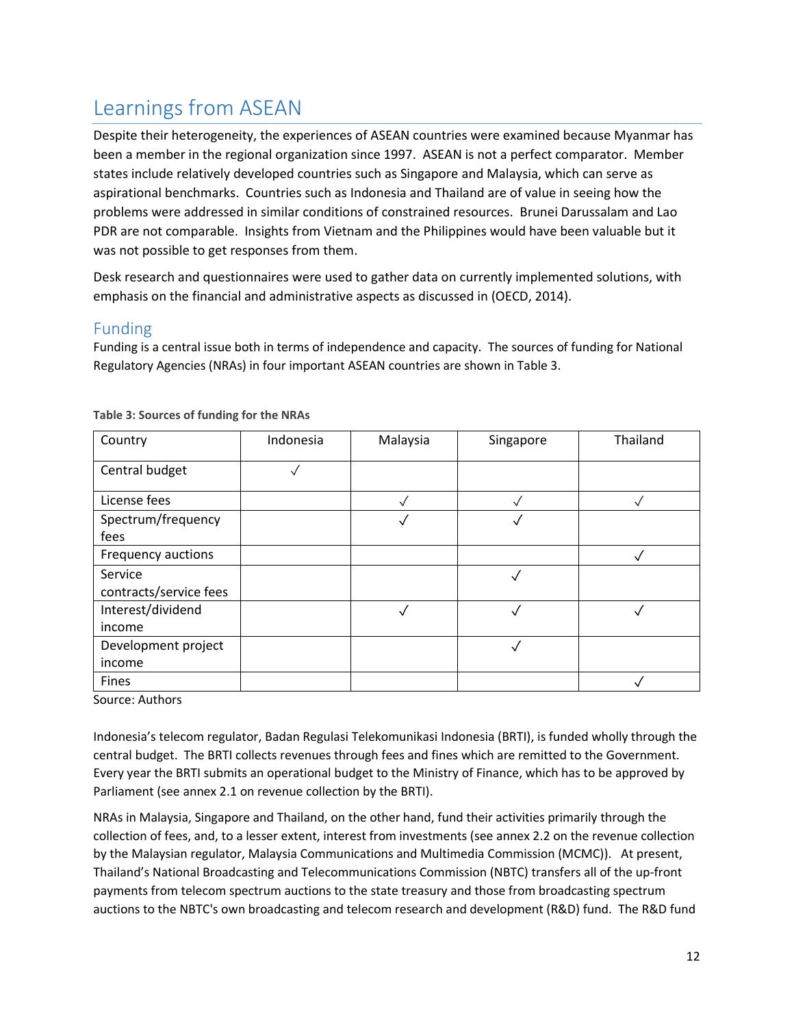# Learnings from ASEAN

Despite their heterogeneity, the experiences of ASEAN countries were examined because Myanmar has been a member in the regional organization since 1997. ASEAN is not a perfect comparator. Member states include relatively developed countries such as Singapore and Malaysia, which can serve as aspirational benchmarks. Countries such as Indonesia and Thailand are of value in seeing how the problems were addressed in similar conditions of constrained resources. Brunei Darussalam and Lao PDR are not comparable. Insights from Vietnam and the Philippines would have been valuable but it was not possible to get responses from them.

Desk research and questionnaires were used to gather data on currently implemented solutions, with emphasis on the financial and administrative aspects as discussed in (OECD, 2014).

## Funding

Funding is a central issue both in terms of independence and capacity. The sources of funding for National Regulatory Agencies (NRAs) in four important ASEAN countries are shown in Table 3.

**Table 3: Sources of funding for the NRAs**

| Country | Indonesia | Malaysia | Singapore | Thailand |
|---|---|---|---|---|
| Central budget | ✓ | | | |
| License fees | | ✓ | ✓ | ✓ |
| Spectrum/frequency fees | | ✓ | ✓ | |
| Frequency auctions | | | | ✓ |
| Service contracts/service fees | | | ✓ | |
| Interest/dividend income | | ✓ | ✓ | ✓ |
| Development project income | | | ✓ | |
| Fines | | | | ✓ |

Source: Authors

Indonesia's telecom regulator, Badan Regulasi Telekomunikasi Indonesia (BRTI), is funded wholly through the central budget. The BRTI collects revenues through fees and fines which are remitted to the Government. Every year the BRTI submits an operational budget to the Ministry of Finance, which has to be approved by Parliament (see annex 2.1 on revenue collection by the BRTI).

NRAs in Malaysia, Singapore and Thailand, on the other hand, fund their activities primarily through the collection of fees, and, to a lesser extent, interest from investments (see annex 2.2 on the revenue collection by the Malaysian regulator, Malaysia Communications and Multimedia Commission (MCMC)). At present, Thailand's National Broadcasting and Telecommunications Commission (NBTC) transfers all of the up-front payments from telecom spectrum auctions to the state treasury and those from broadcasting spectrum auctions to the NBTC's own broadcasting and telecom research and development (R&D) fund. The R&D fund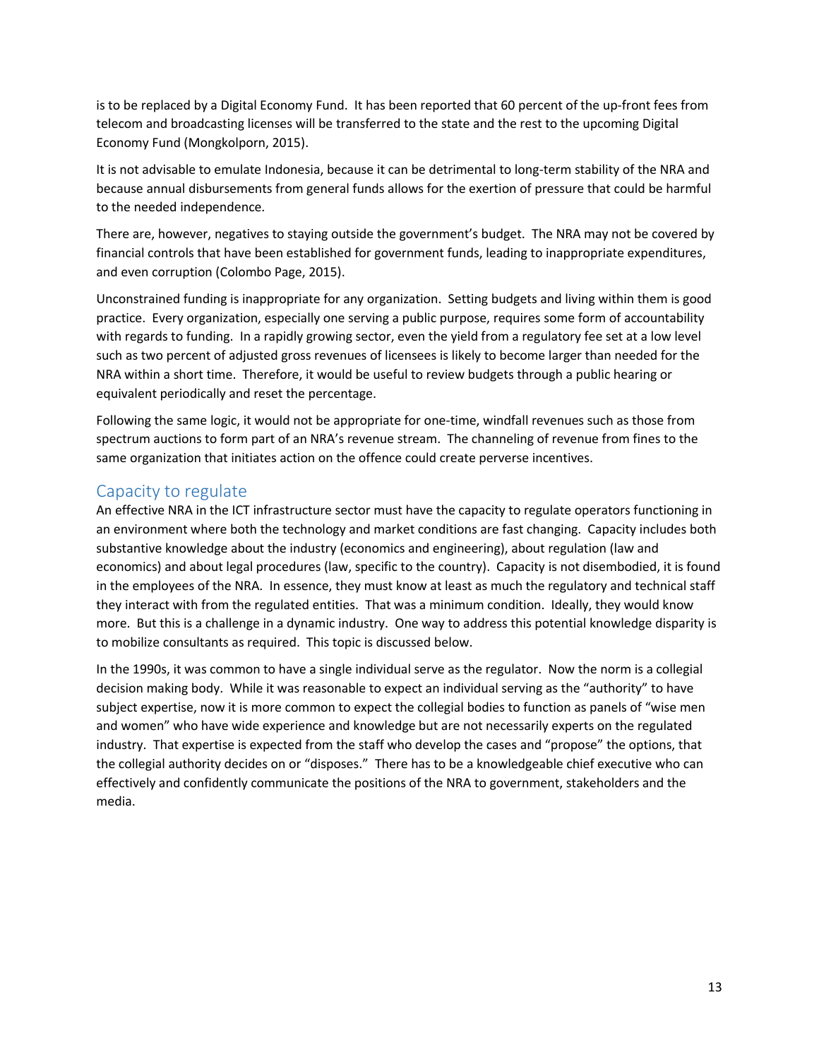is to be replaced by a Digital Economy Fund. It has been reported that 60 percent of the up-front fees from telecom and broadcasting licenses will be transferred to the state and the rest to the upcoming Digital Economy Fund (Mongkolporn, 2015).

It is not advisable to emulate Indonesia, because it can be detrimental to long-term stability of the NRA and because annual disbursements from general funds allows for the exertion of pressure that could be harmful to the needed independence.

There are, however, negatives to staying outside the government's budget. The NRA may not be covered by financial controls that have been established for government funds, leading to inappropriate expenditures, and even corruption (Colombo Page, 2015).

Unconstrained funding is inappropriate for any organization. Setting budgets and living within them is good practice. Every organization, especially one serving a public purpose, requires some form of accountability with regards to funding. In a rapidly growing sector, even the yield from a regulatory fee set at a low level such as two percent of adjusted gross revenues of licensees is likely to become larger than needed for the NRA within a short time. Therefore, it would be useful to review budgets through a public hearing or equivalent periodically and reset the percentage.

Following the same logic, it would not be appropriate for one-time, windfall revenues such as those from spectrum auctions to form part of an NRA's revenue stream. The channeling of revenue from fines to the same organization that initiates action on the offence could create perverse incentives.

## Capacity to regulate

An effective NRA in the ICT infrastructure sector must have the capacity to regulate operators functioning in an environment where both the technology and market conditions are fast changing. Capacity includes both substantive knowledge about the industry (economics and engineering), about regulation (law and economics) and about legal procedures (law, specific to the country). Capacity is not disembodied, it is found in the employees of the NRA. In essence, they must know at least as much the regulatory and technical staff they interact with from the regulated entities. That was a minimum condition. Ideally, they would know more. But this is a challenge in a dynamic industry. One way to address this potential knowledge disparity is to mobilize consultants as required. This topic is discussed below.

In the 1990s, it was common to have a single individual serve as the regulator. Now the norm is a collegial decision making body. While it was reasonable to expect an individual serving as the "authority" to have subject expertise, now it is more common to expect the collegial bodies to function as panels of "wise men and women" who have wide experience and knowledge but are not necessarily experts on the regulated industry. That expertise is expected from the staff who develop the cases and "propose" the options, that the collegial authority decides on or "disposes." There has to be a knowledgeable chief executive who can effectively and confidently communicate the positions of the NRA to government, stakeholders and the media.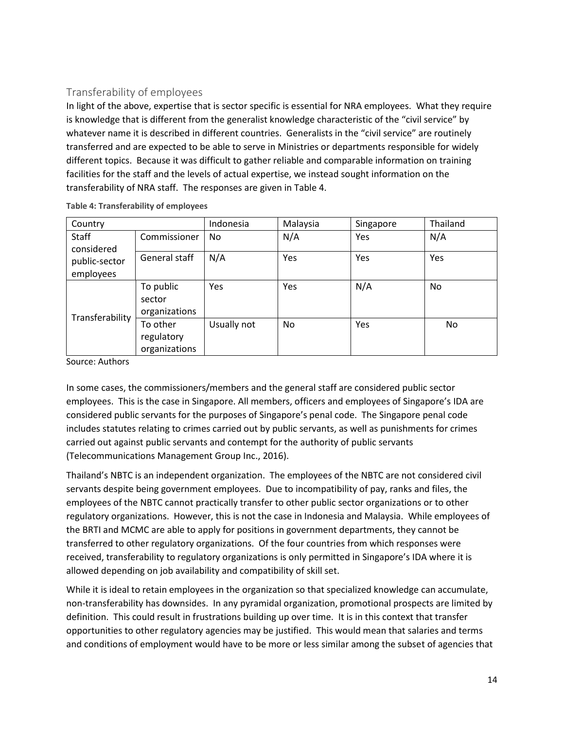## Transferability of employees

In light of the above, expertise that is sector specific is essential for NRA employees. What they require is knowledge that is different from the generalist knowledge characteristic of the "civil service" by whatever name it is described in different countries. Generalists in the "civil service" are routinely transferred and are expected to be able to serve in Ministries or departments responsible for widely different topics. Because it was difficult to gather reliable and comparable information on training facilities for the staff and the levels of actual expertise, we instead sought information on the transferability of NRA staff. The responses are given in Table 4.

**Table 4: Transferability of employees**

| Country | | Indonesia | Malaysia | Singapore | Thailand |
|---|---|---|---|---|---|
| Staff considered public-sector employees | Commissioner | No | N/A | Yes | N/A |
| | General staff | N/A | Yes | Yes | Yes |
| Transferability | To public sector organizations | Yes | Yes | N/A | No |
| | To other regulatory organizations | Usually not | No | Yes | No |

Source: Authors

In some cases, the commissioners/members and the general staff are considered public sector employees. This is the case in Singapore. All members, officers and employees of Singapore's IDA are considered public servants for the purposes of Singapore's penal code. The Singapore penal code includes statutes relating to crimes carried out by public servants, as well as punishments for crimes carried out against public servants and contempt for the authority of public servants (Telecommunications Management Group Inc., 2016).

Thailand's NBTC is an independent organization. The employees of the NBTC are not considered civil servants despite being government employees. Due to incompatibility of pay, ranks and files, the employees of the NBTC cannot practically transfer to other public sector organizations or to other regulatory organizations. However, this is not the case in Indonesia and Malaysia. While employees of the BRTI and MCMC are able to apply for positions in government departments, they cannot be transferred to other regulatory organizations. Of the four countries from which responses were received, transferability to regulatory organizations is only permitted in Singapore's IDA where it is allowed depending on job availability and compatibility of skill set.

While it is ideal to retain employees in the organization so that specialized knowledge can accumulate, non-transferability has downsides. In any pyramidal organization, promotional prospects are limited by definition. This could result in frustrations building up over time. It is in this context that transfer opportunities to other regulatory agencies may be justified. This would mean that salaries and terms and conditions of employment would have to be more or less similar among the subset of agencies that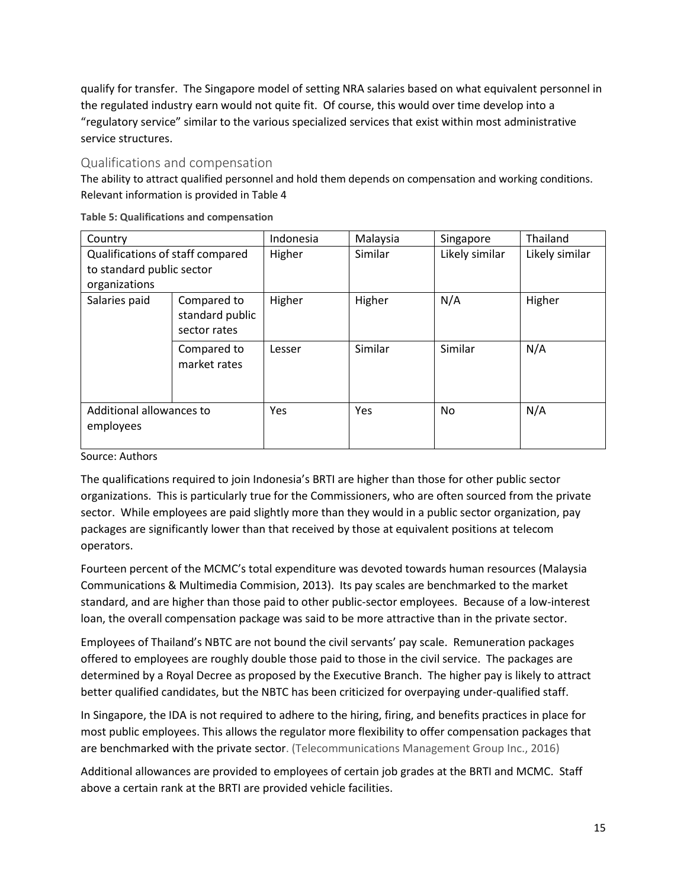qualify for transfer. The Singapore model of setting NRA salaries based on what equivalent personnel in the regulated industry earn would not quite fit. Of course, this would over time develop into a "regulatory service" similar to the various specialized services that exist within most administrative service structures.

## Qualifications and compensation

The ability to attract qualified personnel and hold them depends on compensation and working conditions. Relevant information is provided in Table 4

**Table 5: Qualifications and compensation**

| Country | | Indonesia | Malaysia | Singapore | Thailand |
|---|---|---|---|---|---|
| Qualifications of staff compared to standard public sector organizations | | Higher | Similar | Likely similar | Likely similar |
| Salaries paid | Compared to standard public sector rates | Higher | Higher | N/A | Higher |
| | Compared to market rates | Lesser | Similar | Similar | N/A |
| Additional allowances to employees | | Yes | Yes | No | N/A |

Source: Authors

The qualifications required to join Indonesia's BRTI are higher than those for other public sector organizations. This is particularly true for the Commissioners, who are often sourced from the private sector. While employees are paid slightly more than they would in a public sector organization, pay packages are significantly lower than that received by those at equivalent positions at telecom operators.

Fourteen percent of the MCMC's total expenditure was devoted towards human resources (Malaysia Communications & Multimedia Commision, 2013). Its pay scales are benchmarked to the market standard, and are higher than those paid to other public-sector employees. Because of a low-interest loan, the overall compensation package was said to be more attractive than in the private sector.

Employees of Thailand's NBTC are not bound the civil servants' pay scale. Remuneration packages offered to employees are roughly double those paid to those in the civil service. The packages are determined by a Royal Decree as proposed by the Executive Branch. The higher pay is likely to attract better qualified candidates, but the NBTC has been criticized for overpaying under-qualified staff.

In Singapore, the IDA is not required to adhere to the hiring, firing, and benefits practices in place for most public employees. This allows the regulator more flexibility to offer compensation packages that are benchmarked with the private sector. (Telecommunications Management Group Inc., 2016)

Additional allowances are provided to employees of certain job grades at the BRTI and MCMC. Staff above a certain rank at the BRTI are provided vehicle facilities.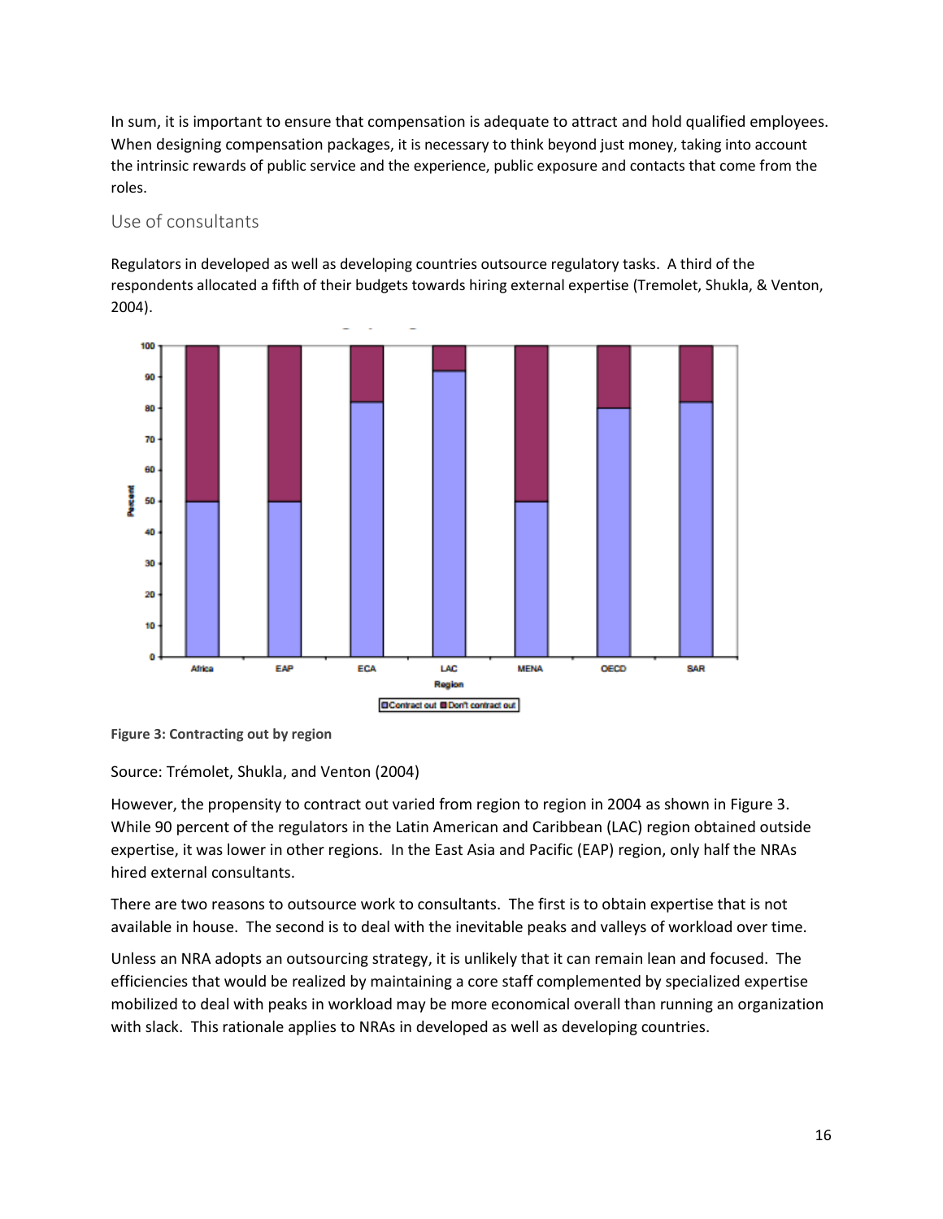In sum, it is important to ensure that compensation is adequate to attract and hold qualified employees. When designing compensation packages, it is necessary to think beyond just money, taking into account the intrinsic rewards of public service and the experience, public exposure and contacts that come from the roles.

## Use of consultants

Regulators in developed as well as developing countries outsource regulatory tasks. A third of the respondents allocated a fifth of their budgets towards hiring external expertise (Tremolet, Shukla, & Venton, 2004).

100
90
80
70
60
50
40
30
20
10
0

Percent

Africa EAP ECA LAC MENA OECD SAR

Region

Contract out Don't contract out

**Figure 3: Contracting out by region**

Source: Trémolet, Shukla, and Venton (2004)

However, the propensity to contract out varied from region to region in 2004 as shown in Figure 3. While 90 percent of the regulators in the Latin American and Caribbean (LAC) region obtained outside expertise, it was lower in other regions. In the East Asia and Pacific (EAP) region, only half the NRAs hired external consultants.

There are two reasons to outsource work to consultants. The first is to obtain expertise that is not available in house. The second is to deal with the inevitable peaks and valleys of workload over time.

Unless an NRA adopts an outsourcing strategy, it is unlikely that it can remain lean and focused. The efficiencies that would be realized by maintaining a core staff complemented by specialized expertise mobilized to deal with peaks in workload may be more economical overall than running an organization with slack. This rationale applies to NRAs in developed as well as developing countries.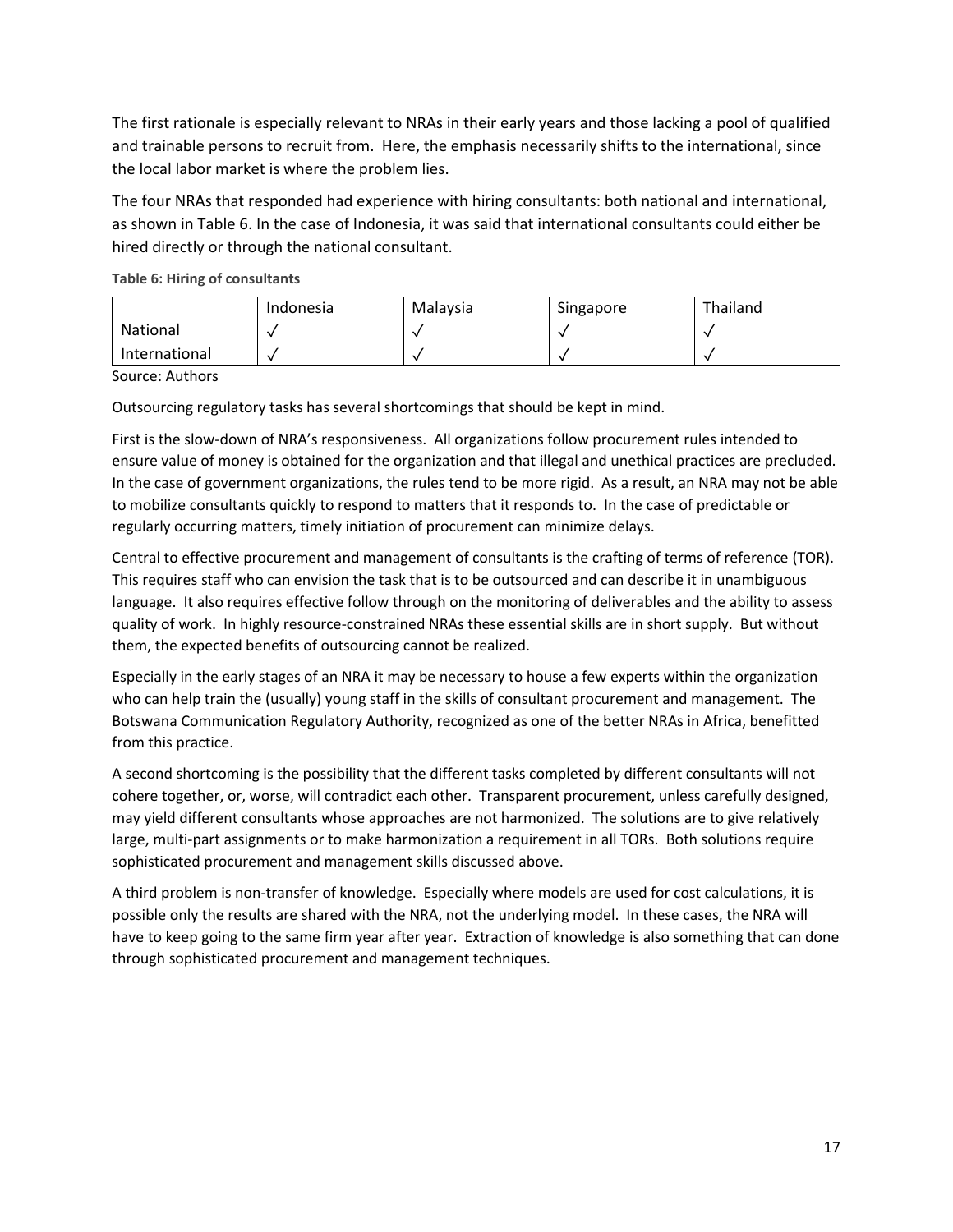The first rationale is especially relevant to NRAs in their early years and those lacking a pool of qualified and trainable persons to recruit from. Here, the emphasis necessarily shifts to the international, since the local labor market is where the problem lies.

The four NRAs that responded had experience with hiring consultants: both national and international, as shown in Table 6. In the case of Indonesia, it was said that international consultants could either be hired directly or through the national consultant.

**Table 6: Hiring of consultants**

| | Indonesia | Malaysia | Singapore | Thailand |
|---|---|---|---|---|
| National | √ | √ | √ | √ |
| International | √ | √ | √ | √ |

Source: Authors

Outsourcing regulatory tasks has several shortcomings that should be kept in mind.

First is the slow-down of NRA's responsiveness. All organizations follow procurement rules intended to ensure value of money is obtained for the organization and that illegal and unethical practices are precluded. In the case of government organizations, the rules tend to be more rigid. As a result, an NRA may not be able to mobilize consultants quickly to respond to matters that it responds to. In the case of predictable or regularly occurring matters, timely initiation of procurement can minimize delays.

Central to effective procurement and management of consultants is the crafting of terms of reference (TOR). This requires staff who can envision the task that is to be outsourced and can describe it in unambiguous language. It also requires effective follow through on the monitoring of deliverables and the ability to assess quality of work. In highly resource-constrained NRAs these essential skills are in short supply. But without them, the expected benefits of outsourcing cannot be realized.

Especially in the early stages of an NRA it may be necessary to house a few experts within the organization who can help train the (usually) young staff in the skills of consultant procurement and management. The Botswana Communication Regulatory Authority, recognized as one of the better NRAs in Africa, benefitted from this practice.

A second shortcoming is the possibility that the different tasks completed by different consultants will not cohere together, or, worse, will contradict each other. Transparent procurement, unless carefully designed, may yield different consultants whose approaches are not harmonized. The solutions are to give relatively large, multi-part assignments or to make harmonization a requirement in all TORs. Both solutions require sophisticated procurement and management skills discussed above.

A third problem is non-transfer of knowledge. Especially where models are used for cost calculations, it is possible only the results are shared with the NRA, not the underlying model. In these cases, the NRA will have to keep going to the same firm year after year. Extraction of knowledge is also something that can done through sophisticated procurement and management techniques.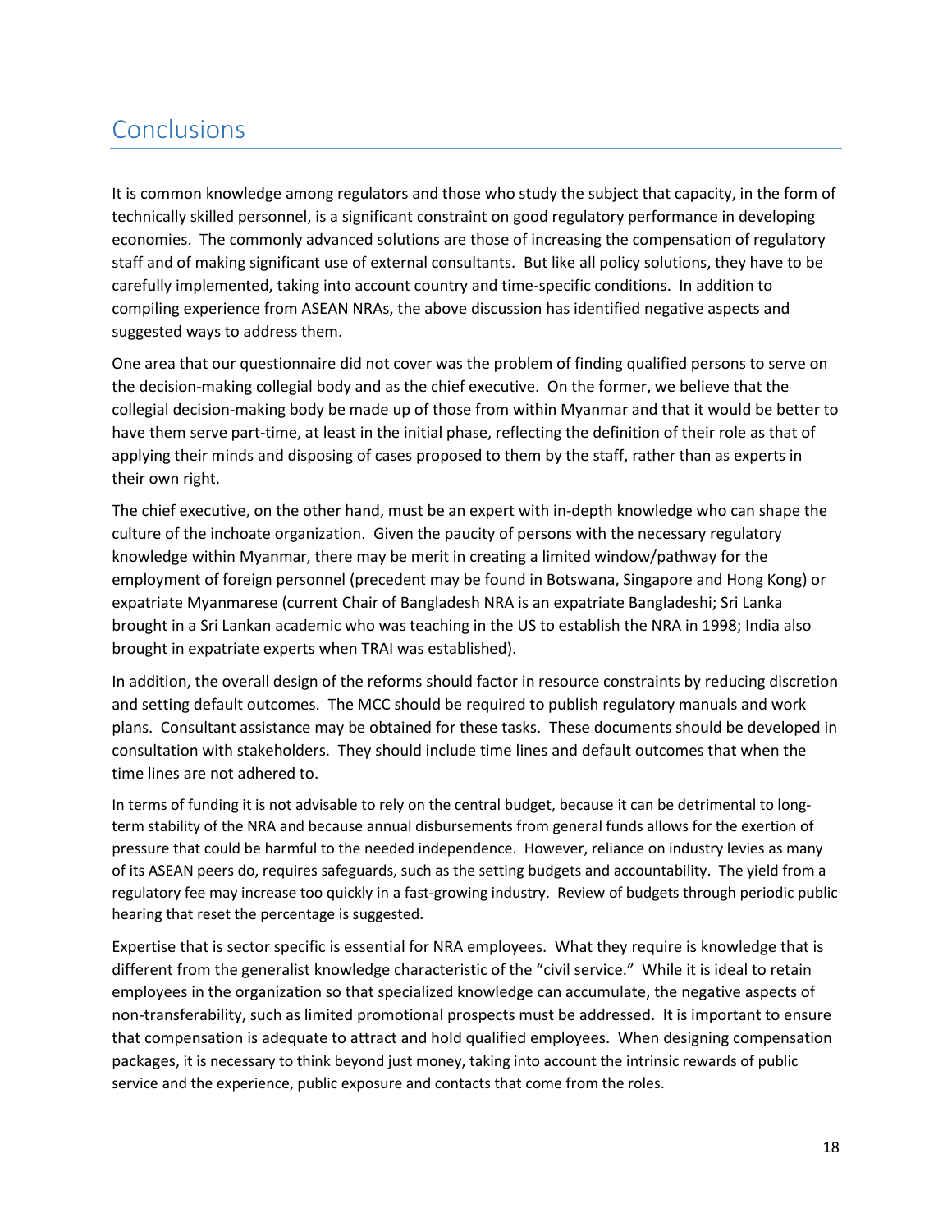# Conclusions

It is common knowledge among regulators and those who study the subject that capacity, in the form of technically skilled personnel, is a significant constraint on good regulatory performance in developing economies. The commonly advanced solutions are those of increasing the compensation of regulatory staff and of making significant use of external consultants. But like all policy solutions, they have to be carefully implemented, taking into account country and time-specific conditions. In addition to compiling experience from ASEAN NRAs, the above discussion has identified negative aspects and suggested ways to address them.

One area that our questionnaire did not cover was the problem of finding qualified persons to serve on the decision-making collegial body and as the chief executive. On the former, we believe that the collegial decision-making body be made up of those from within Myanmar and that it would be better to have them serve part-time, at least in the initial phase, reflecting the definition of their role as that of applying their minds and disposing of cases proposed to them by the staff, rather than as experts in their own right.

The chief executive, on the other hand, must be an expert with in-depth knowledge who can shape the culture of the inchoate organization. Given the paucity of persons with the necessary regulatory knowledge within Myanmar, there may be merit in creating a limited window/pathway for the employment of foreign personnel (precedent may be found in Botswana, Singapore and Hong Kong) or expatriate Myanmarese (current Chair of Bangladesh NRA is an expatriate Bangladeshi; Sri Lanka brought in a Sri Lankan academic who was teaching in the US to establish the NRA in 1998; India also brought in expatriate experts when TRAI was established).

In addition, the overall design of the reforms should factor in resource constraints by reducing discretion and setting default outcomes. The MCC should be required to publish regulatory manuals and work plans. Consultant assistance may be obtained for these tasks. These documents should be developed in consultation with stakeholders. They should include time lines and default outcomes that when the time lines are not adhered to.

In terms of funding it is not advisable to rely on the central budget, because it can be detrimental to long-term stability of the NRA and because annual disbursements from general funds allows for the exertion of pressure that could be harmful to the needed independence. However, reliance on industry levies as many of its ASEAN peers do, requires safeguards, such as the setting budgets and accountability. The yield from a regulatory fee may increase too quickly in a fast-growing industry. Review of budgets through periodic public hearing that reset the percentage is suggested.

Expertise that is sector specific is essential for NRA employees. What they require is knowledge that is different from the generalist knowledge characteristic of the "civil service." While it is ideal to retain employees in the organization so that specialized knowledge can accumulate, the negative aspects of non-transferability, such as limited promotional prospects must be addressed. It is important to ensure that compensation is adequate to attract and hold qualified employees. When designing compensation packages, it is necessary to think beyond just money, taking into account the intrinsic rewards of public service and the experience, public exposure and contacts that come from the roles.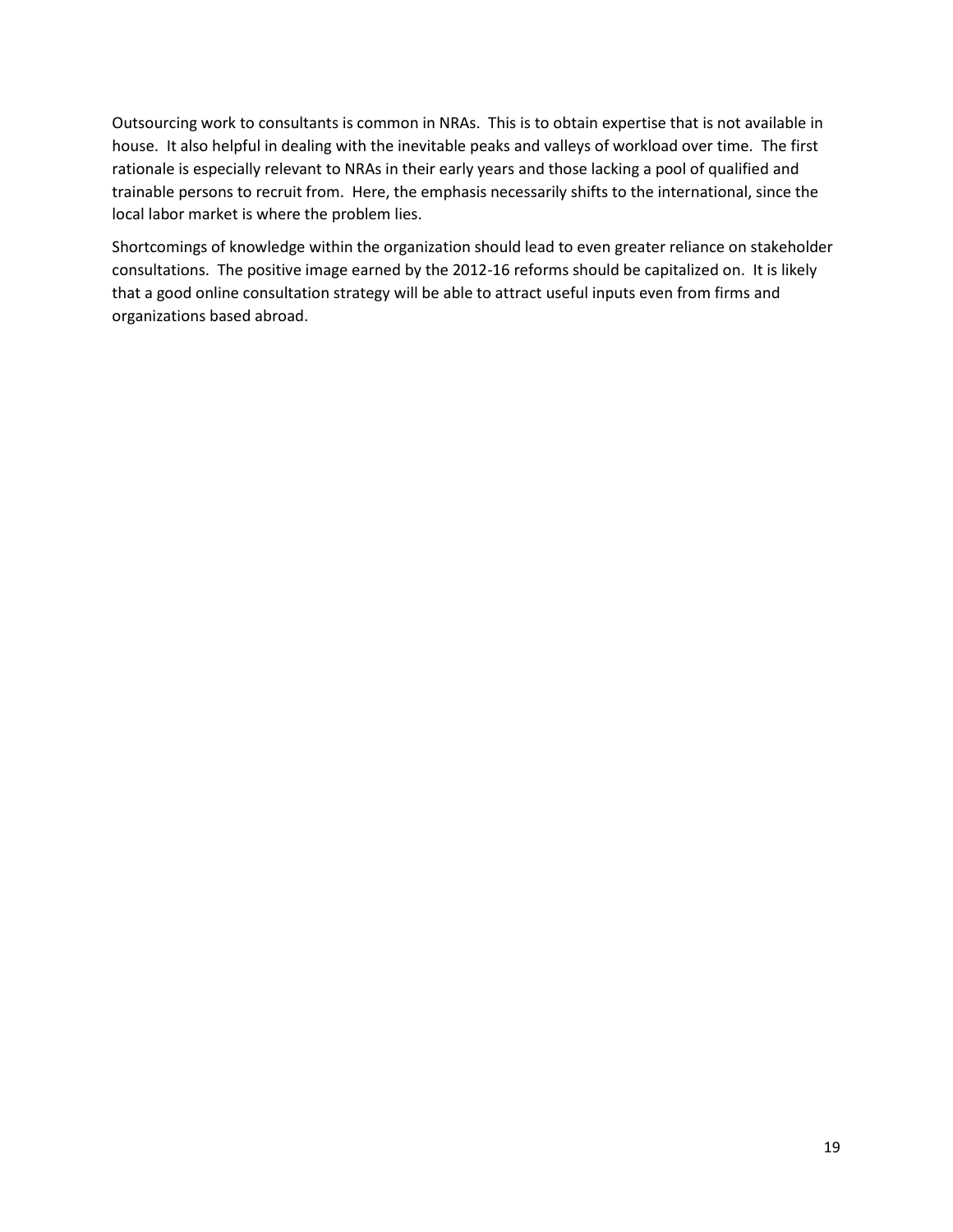Outsourcing work to consultants is common in NRAs. This is to obtain expertise that is not available in house. It also helpful in dealing with the inevitable peaks and valleys of workload over time. The first rationale is especially relevant to NRAs in their early years and those lacking a pool of qualified and trainable persons to recruit from. Here, the emphasis necessarily shifts to the international, since the local labor market is where the problem lies.

Shortcomings of knowledge within the organization should lead to even greater reliance on stakeholder consultations. The positive image earned by the 2012-16 reforms should be capitalized on. It is likely that a good online consultation strategy will be able to attract useful inputs even from firms and organizations based abroad.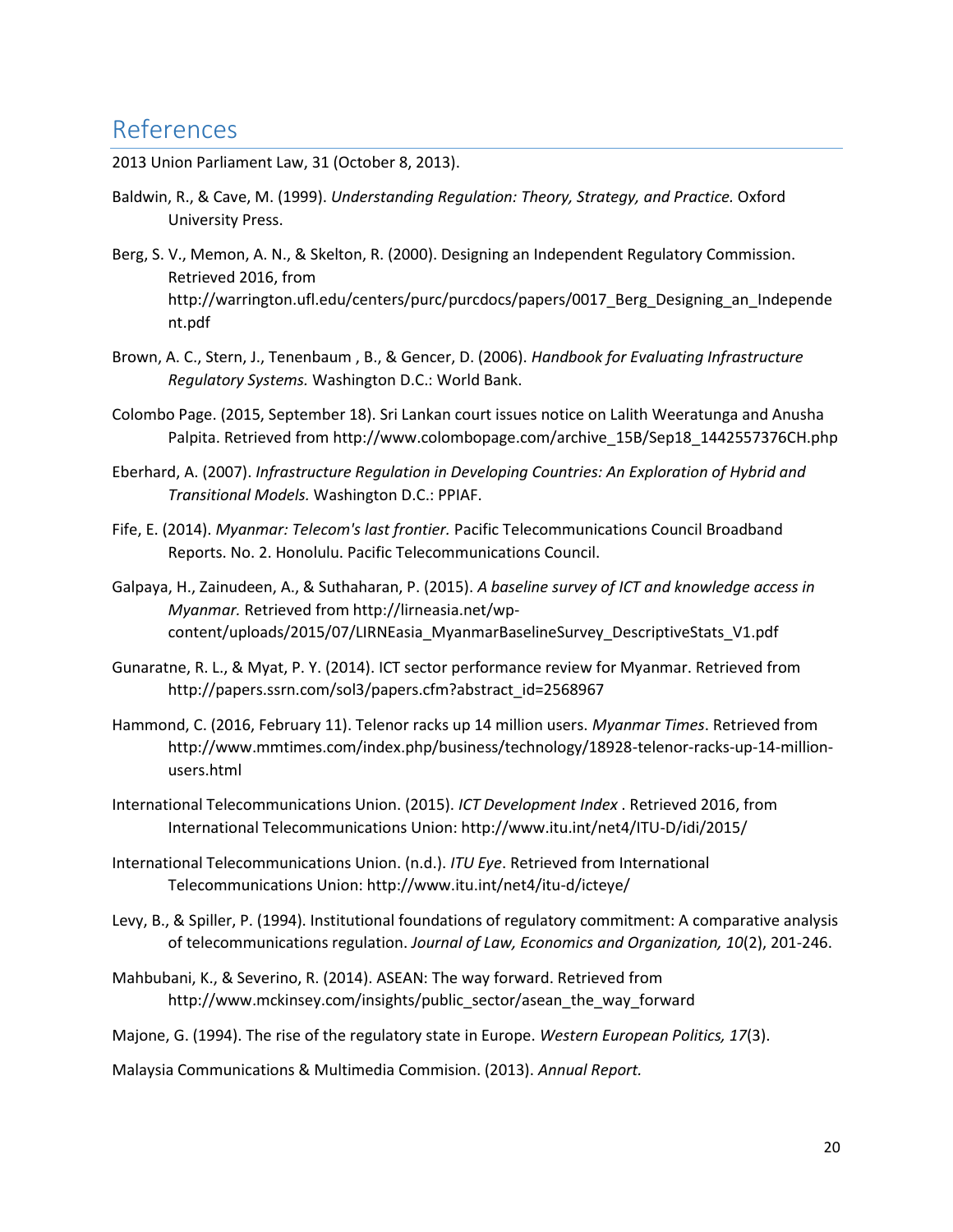# References

2013 Union Parliament Law, 31 (October 8, 2013).

Baldwin, R., & Cave, M. (1999). *Understanding Regulation: Theory, Strategy, and Practice.* Oxford University Press.

Berg, S. V., Memon, A. N., & Skelton, R. (2000). Designing an Independent Regulatory Commission. Retrieved 2016, from http://warrington.ufl.edu/centers/purc/purcdocs/papers/0017_Berg_Designing_an_Independent.pdf

Brown, A. C., Stern, J., Tenenbaum , B., & Gencer, D. (2006). *Handbook for Evaluating Infrastructure Regulatory Systems.* Washington D.C.: World Bank.

Colombo Page. (2015, September 18). Sri Lankan court issues notice on Lalith Weeratunga and Anusha Palpita. Retrieved from http://www.colombopage.com/archive_15B/Sep18_1442557376CH.php

Eberhard, A. (2007). *Infrastructure Regulation in Developing Countries: An Exploration of Hybrid and Transitional Models.* Washington D.C.: PPIAF.

Fife, E. (2014). *Myanmar: Telecom's last frontier.* Pacific Telecommunications Council Broadband Reports. No. 2. Honolulu. Pacific Telecommunications Council.

Galpaya, H., Zainudeen, A., & Suthaharan, P. (2015). *A baseline survey of ICT and knowledge access in Myanmar.* Retrieved from http://lirneasia.net/wp-content/uploads/2015/07/LIRNEasia_MyanmarBaselineSurvey_DescriptiveStats_V1.pdf

Gunaratne, R. L., & Myat, P. Y. (2014). ICT sector performance review for Myanmar. Retrieved from http://papers.ssrn.com/sol3/papers.cfm?abstract_id=2568967

Hammond, C. (2016, February 11). Telenor racks up 14 million users. *Myanmar Times*. Retrieved from http://www.mmtimes.com/index.php/business/technology/18928-telenor-racks-up-14-million-users.html

International Telecommunications Union. (2015). *ICT Development Index* . Retrieved 2016, from International Telecommunications Union: http://www.itu.int/net4/ITU-D/idi/2015/

International Telecommunications Union. (n.d.). *ITU Eye*. Retrieved from International Telecommunications Union: http://www.itu.int/net4/itu-d/icteye/

Levy, B., & Spiller, P. (1994). Institutional foundations of regulatory commitment: A comparative analysis of telecommunications regulation. *Journal of Law, Economics and Organization, 10*(2), 201-246.

Mahbubani, K., & Severino, R. (2014). ASEAN: The way forward. Retrieved from http://www.mckinsey.com/insights/public_sector/asean_the_way_forward

Majone, G. (1994). The rise of the regulatory state in Europe. *Western European Politics, 17*(3).

Malaysia Communications & Multimedia Commision. (2013). *Annual Report.*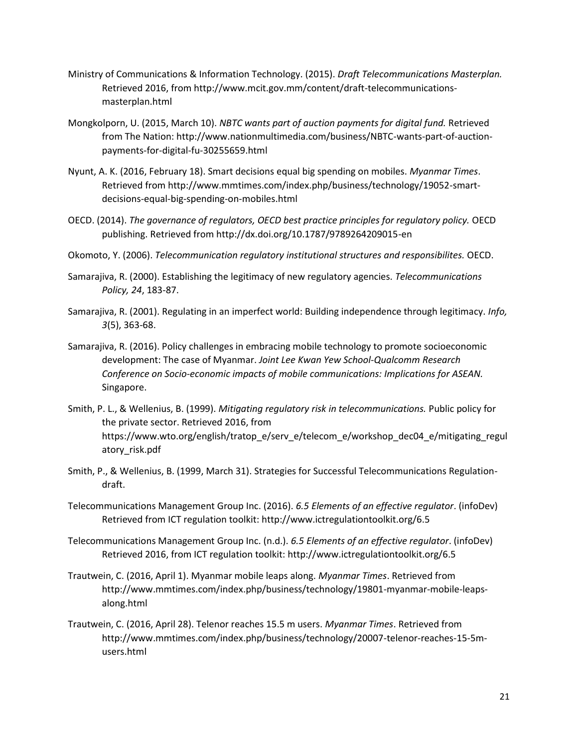Ministry of Communications & Information Technology. (2015). *Draft Telecommunications Masterplan.* Retrieved 2016, from http://www.mcit.gov.mm/content/draft-telecommunications-masterplan.html

Mongkolporn, U. (2015, March 10). *NBTC wants part of auction payments for digital fund.* Retrieved from The Nation: http://www.nationmultimedia.com/business/NBTC-wants-part-of-auction-payments-for-digital-fu-30255659.html

Nyunt, A. K. (2016, February 18). Smart decisions equal big spending on mobiles. *Myanmar Times*. Retrieved from http://www.mmtimes.com/index.php/business/technology/19052-smart-decisions-equal-big-spending-on-mobiles.html

OECD. (2014). *The governance of regulators, OECD best practice principles for regulatory policy.* OECD publishing. Retrieved from http://dx.doi.org/10.1787/9789264209015-en

Okomoto, Y. (2006). *Telecommunication regulatory institutional structures and responsibilites.* OECD.

Samarajiva, R. (2000). Establishing the legitimacy of new regulatory agencies. *Telecommunications Policy, 24*, 183-87.

Samarajiva, R. (2001). Regulating in an imperfect world: Building independence through legitimacy. *Info, 3*(5), 363-68.

Samarajiva, R. (2016). Policy challenges in embracing mobile technology to promote socioeconomic development: The case of Myanmar. *Joint Lee Kwan Yew School-Qualcomm Research Conference on Socio-economic impacts of mobile communications: Implications for ASEAN.* Singapore.

Smith, P. L., & Wellenius, B. (1999). *Mitigating regulatory risk in telecommunications.* Public policy for the private sector. Retrieved 2016, from https://www.wto.org/english/tratop_e/serv_e/telecom_e/workshop_dec04_e/mitigating_regulatory_risk.pdf

Smith, P., & Wellenius, B. (1999, March 31). Strategies for Successful Telecommunications Regulation-draft.

Telecommunications Management Group Inc. (2016). *6.5 Elements of an effective regulator*. (infoDev) Retrieved from ICT regulation toolkit: http://www.ictregulationtoolkit.org/6.5

Telecommunications Management Group Inc. (n.d.). *6.5 Elements of an effective regulator*. (infoDev) Retrieved 2016, from ICT regulation toolkit: http://www.ictregulationtoolkit.org/6.5

Trautwein, C. (2016, April 1). Myanmar mobile leaps along. *Myanmar Times*. Retrieved from http://www.mmtimes.com/index.php/business/technology/19801-myanmar-mobile-leaps-along.html

Trautwein, C. (2016, April 28). Telenor reaches 15.5 m users. *Myanmar Times*. Retrieved from http://www.mmtimes.com/index.php/business/technology/20007-telenor-reaches-15-5m-users.html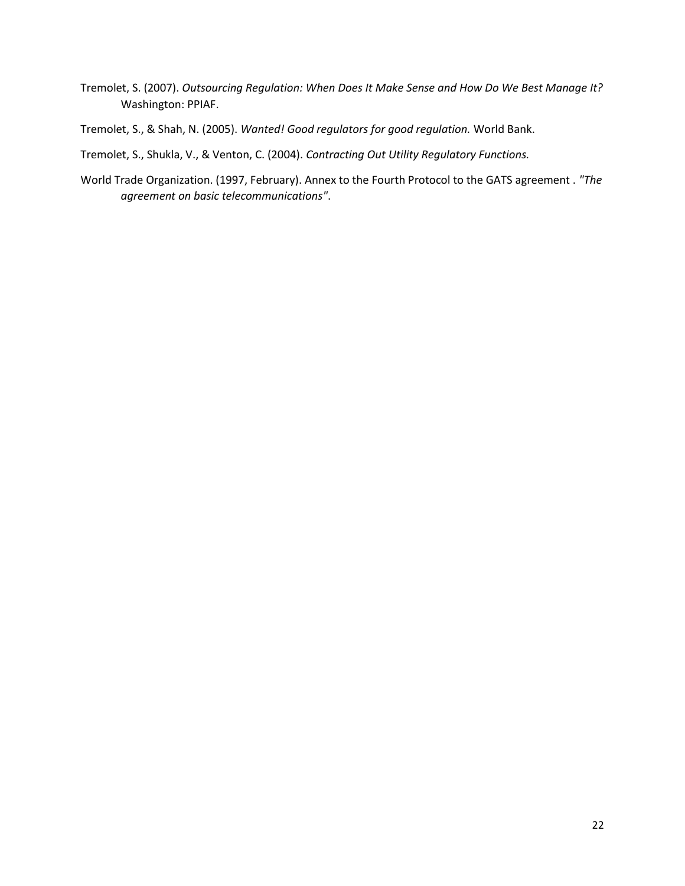Tremolet, S. (2007). *Outsourcing Regulation: When Does It Make Sense and How Do We Best Manage It?* Washington: PPIAF.

Tremolet, S., & Shah, N. (2005). *Wanted! Good regulators for good regulation.* World Bank.

Tremolet, S., Shukla, V., & Venton, C. (2004). *Contracting Out Utility Regulatory Functions.*

World Trade Organization. (1997, February). Annex to the Fourth Protocol to the GATS agreement . *"The agreement on basic telecommunications"*.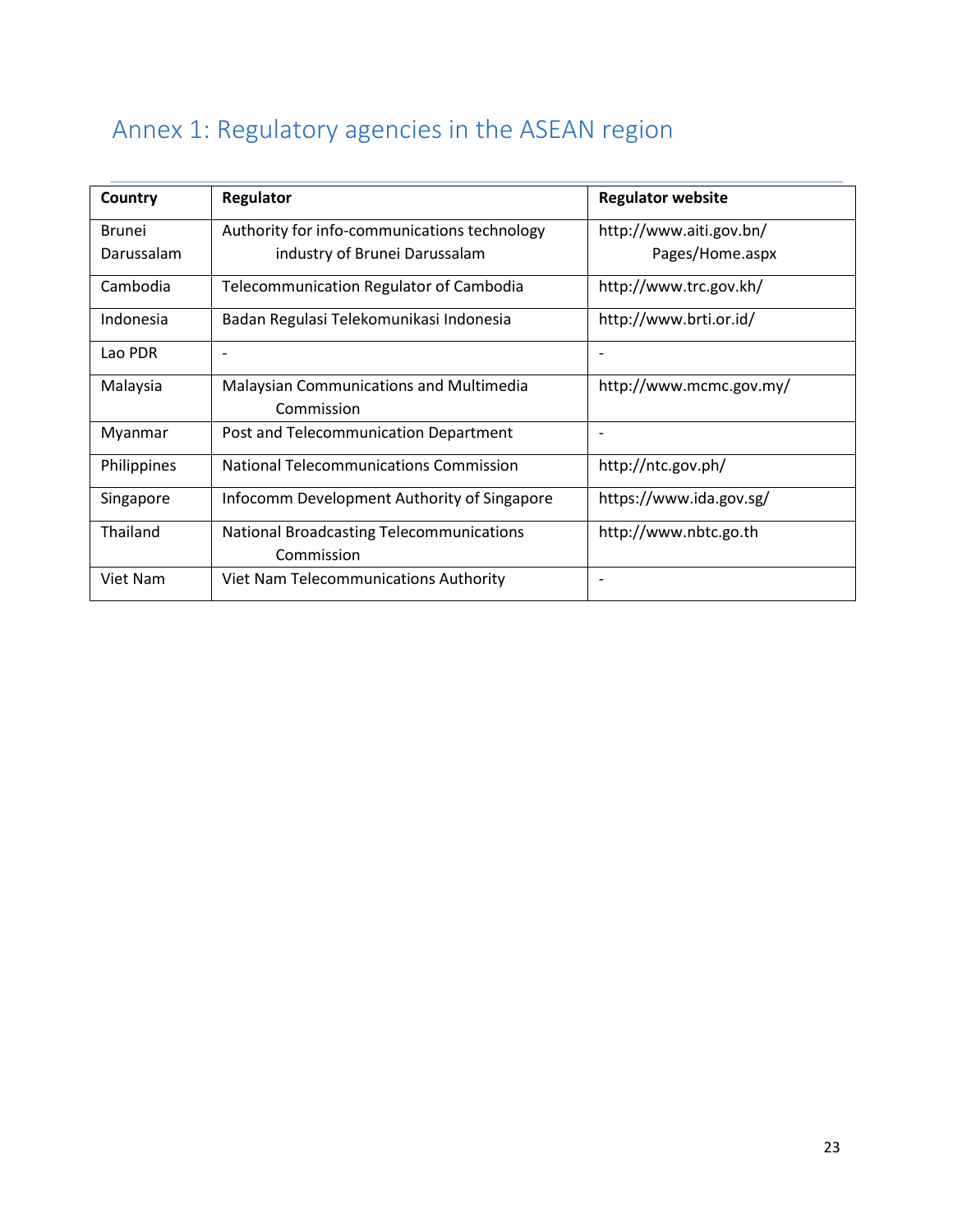# Annex 1: Regulatory agencies in the ASEAN region

| Country | Regulator | Regulator website |
|---|---|---|
| Brunei Darussalam | Authority for info-communications technology industry of Brunei Darussalam | http://www.aiti.gov.bn/Pages/Home.aspx |
| Cambodia | Telecommunication Regulator of Cambodia | http://www.trc.gov.kh/ |
| Indonesia | Badan Regulasi Telekomunikasi Indonesia | http://www.brti.or.id/ |
| Lao PDR | - | - |
| Malaysia | Malaysian Communications and Multimedia Commission | http://www.mcmc.gov.my/ |
| Myanmar | Post and Telecommunication Department | - |
| Philippines | National Telecommunications Commission | http://ntc.gov.ph/ |
| Singapore | Infocomm Development Authority of Singapore | https://www.ida.gov.sg/ |
| Thailand | National Broadcasting Telecommunications Commission | http://www.nbtc.go.th |
| Viet Nam | Viet Nam Telecommunications Authority | - |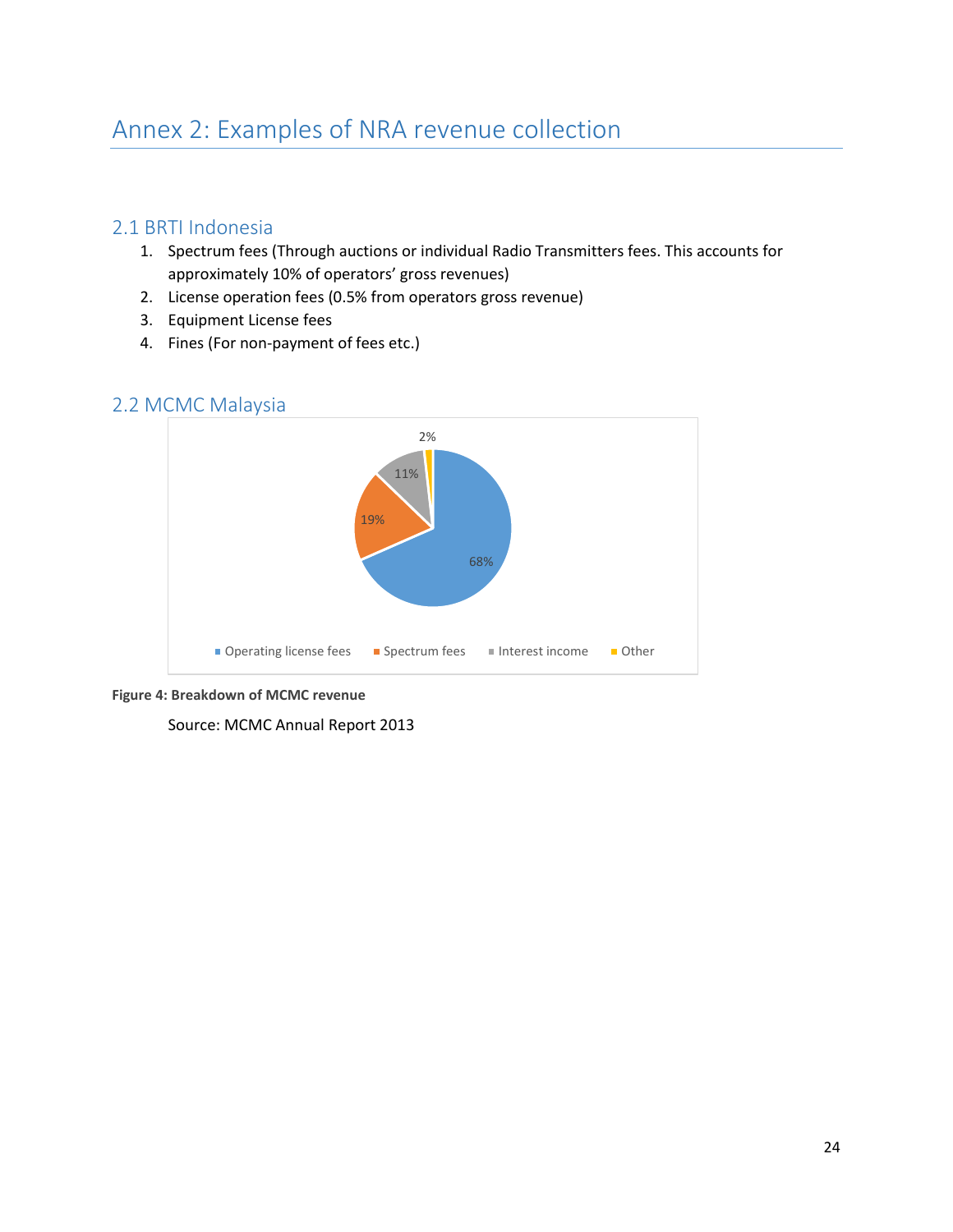# Annex 2: Examples of NRA revenue collection

## 2.1 BRTI Indonesia

1. Spectrum fees (Through auctions or individual Radio Transmitters fees. This accounts for approximately 10% of operators' gross revenues)
2. License operation fees (0.5% from operators gross revenue)
3. Equipment License fees
4. Fines (For non-payment of fees etc.)

## 2.2 MCMC Malaysia

2%
11%
19%
68%

Operating license fees
Spectrum fees
Interest income
Other

**Figure 4: Breakdown of MCMC revenue**

Source: MCMC Annual Report 2013